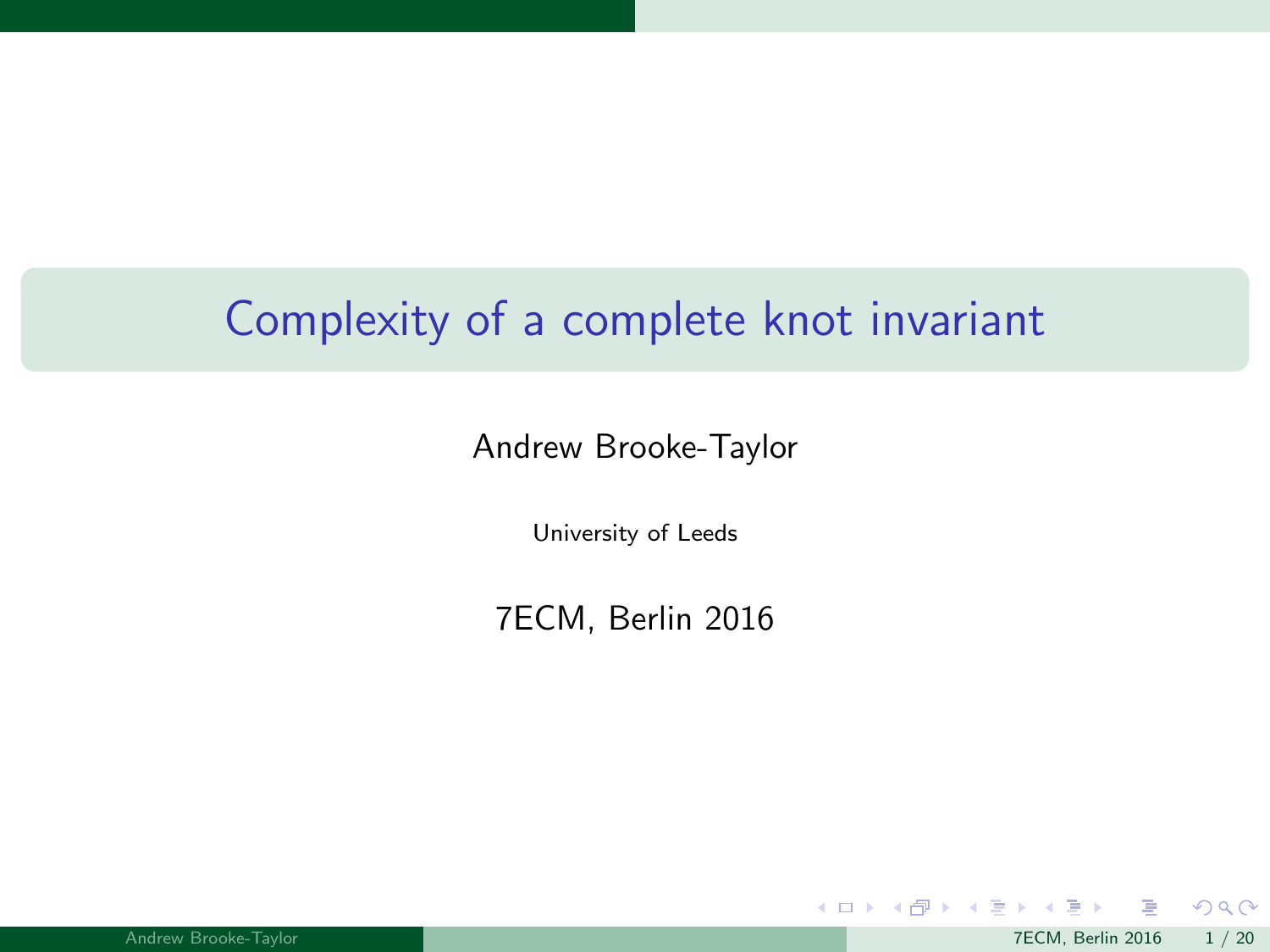# Complexity of a complete knot invariant

Andrew Brooke-Taylor

University of Leeds

7ECM, Berlin 2016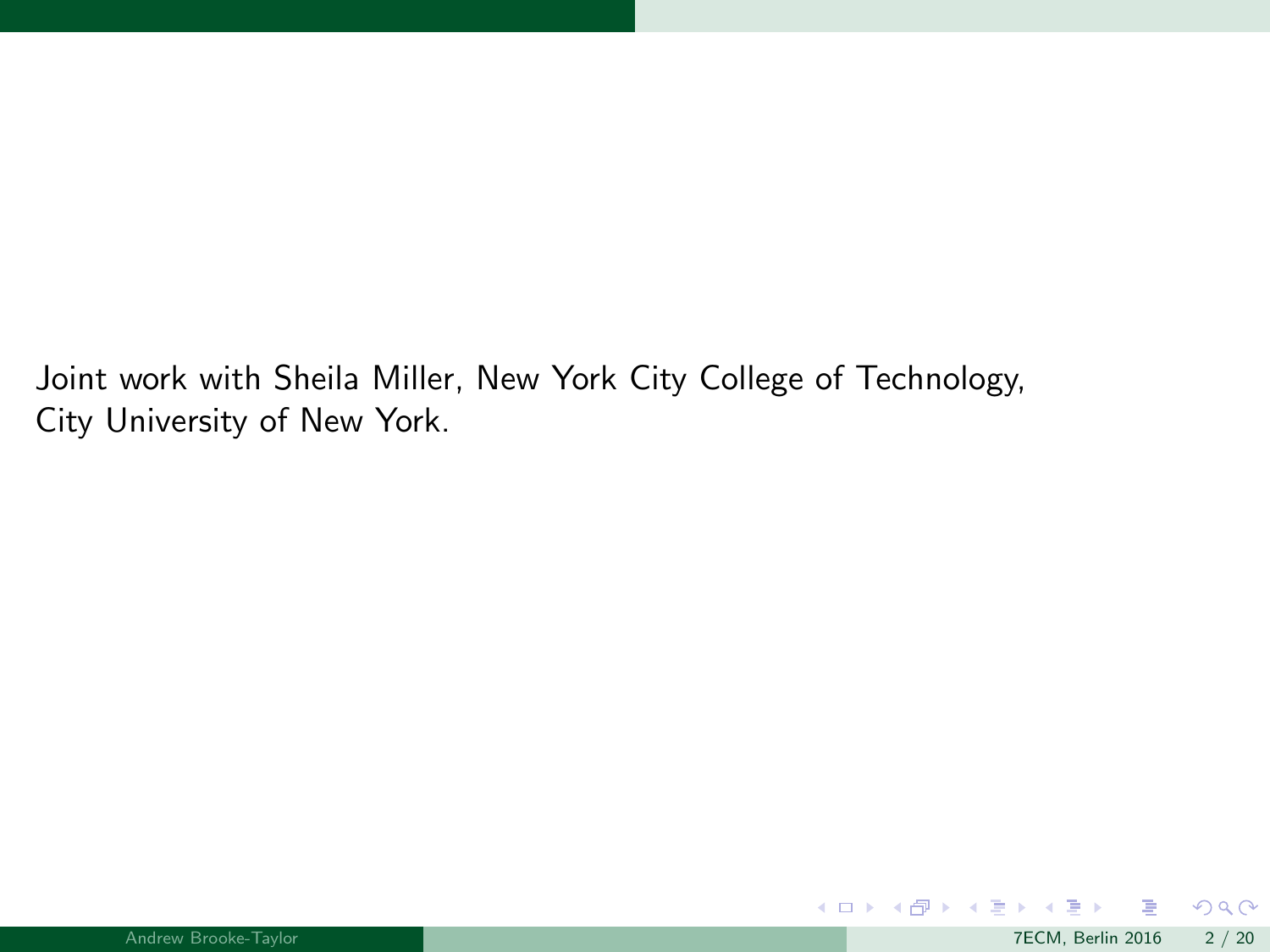Joint work with Sheila Miller, New York City College of Technology, City University of New York.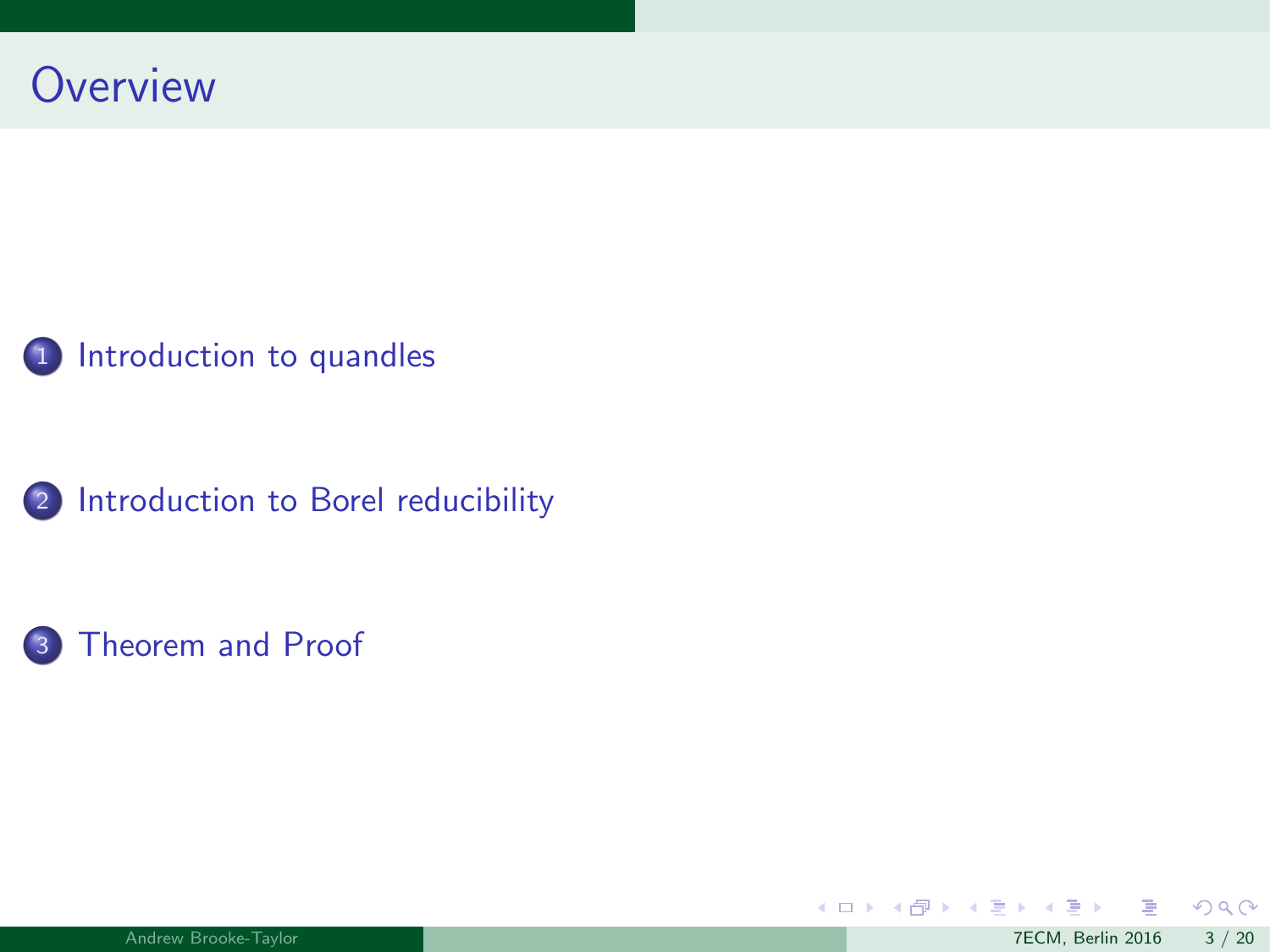# Overview

1. Introduction to quandles
2. Introduction to Borel reducibility
3. Theorem and Proof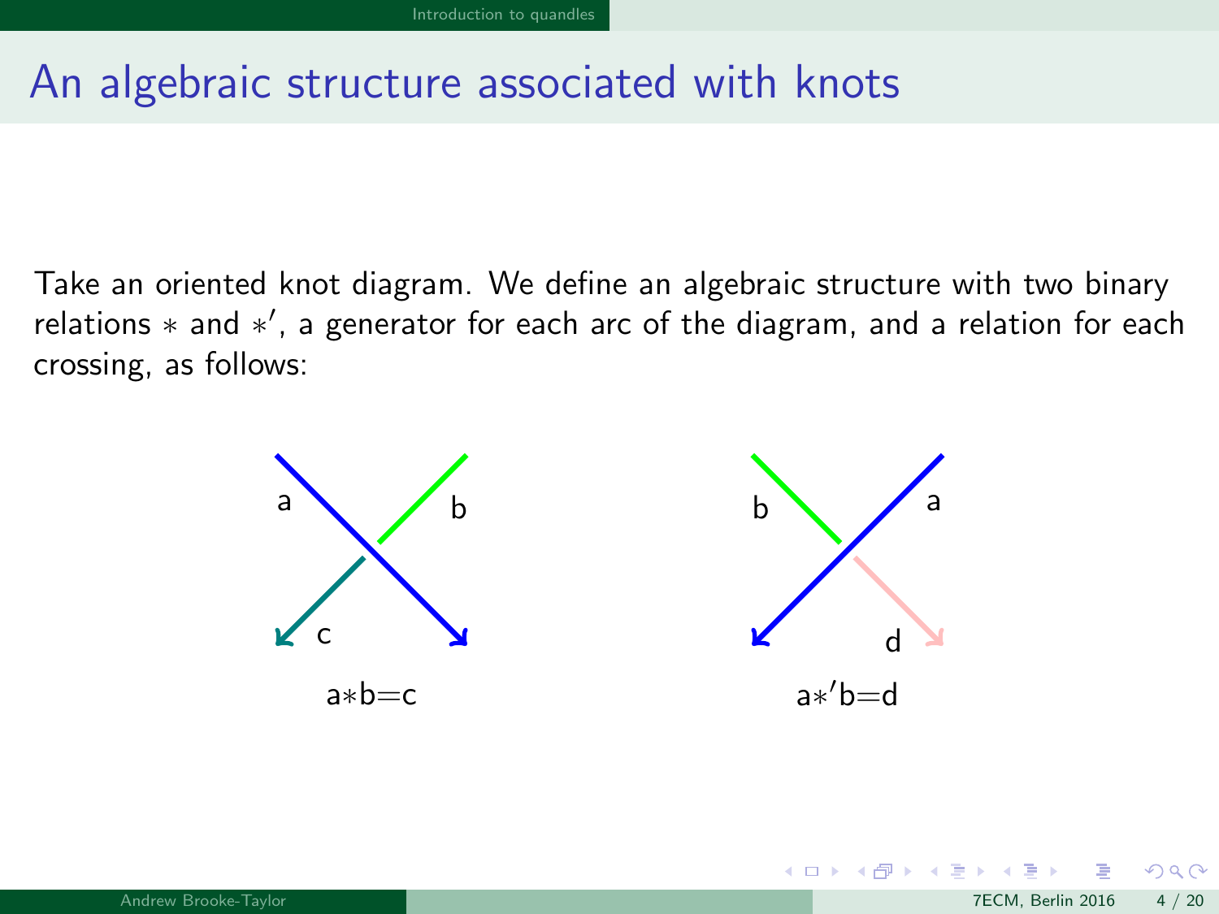# An algebraic structure associated with knots

Take an oriented knot diagram. We define an algebraic structure with two binary relations $*$ and $*'$, a generator for each arc of the diagram, and a relation for each crossing, as follows:

a∗b=c

a∗′b=d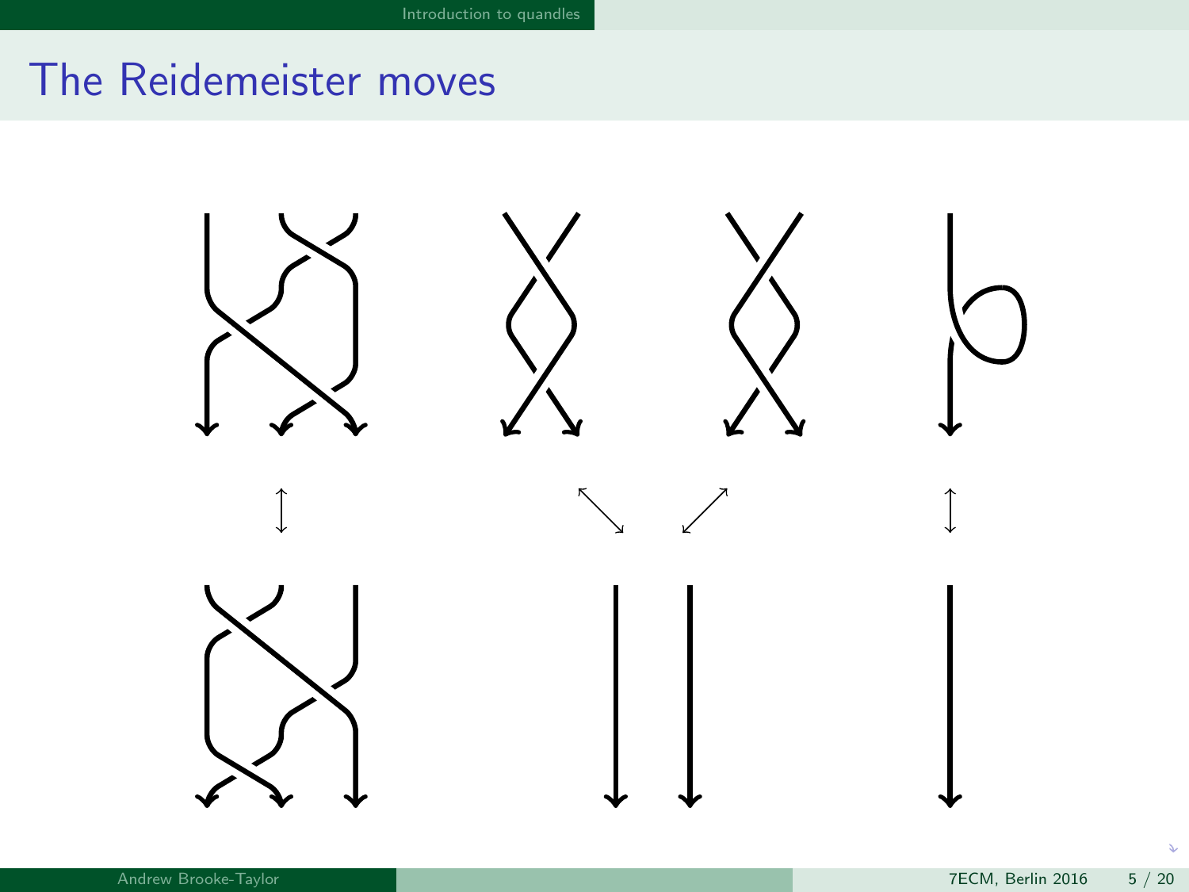# The Reidemeister moves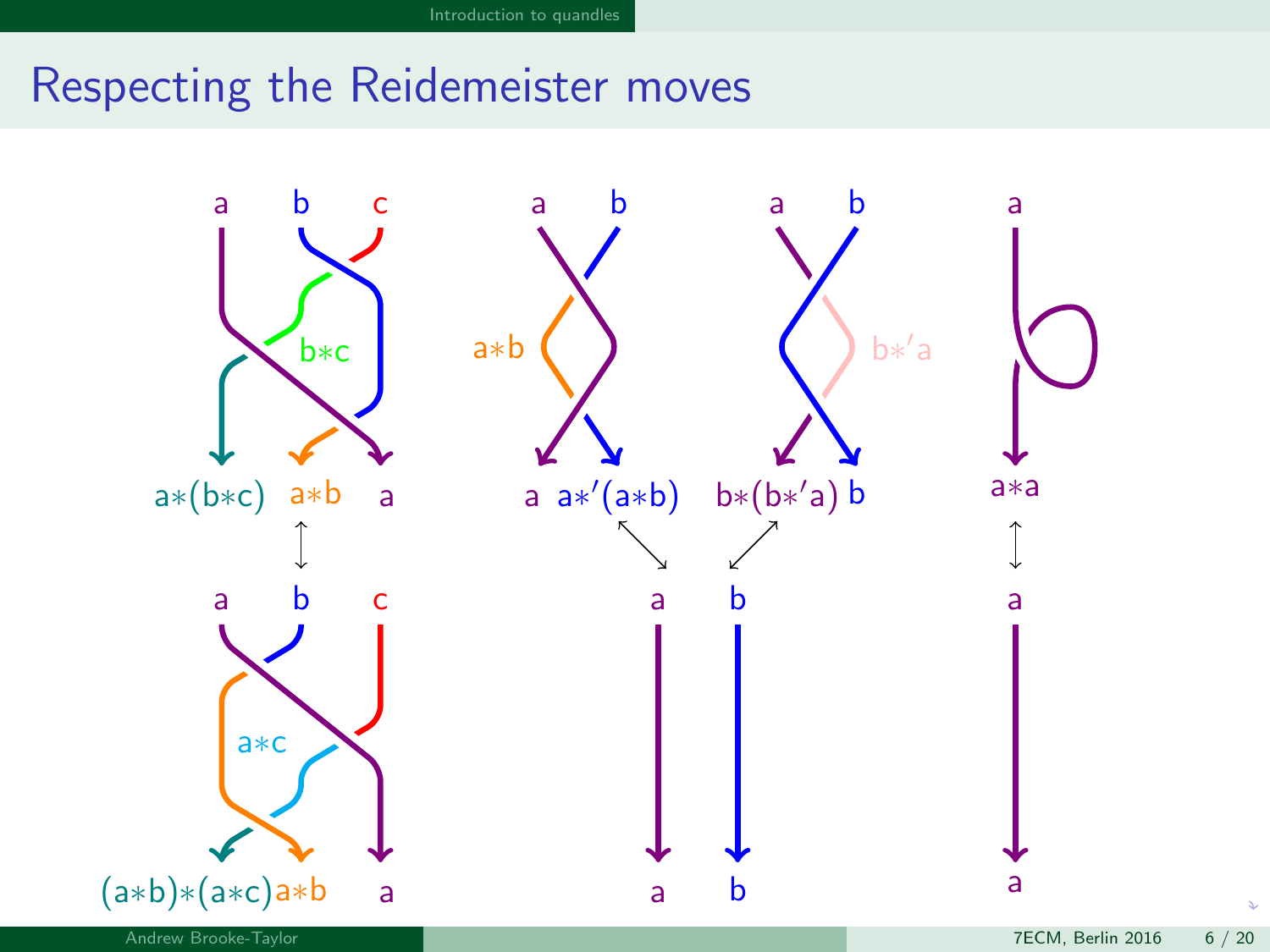# Respecting the Reidemeister moves

a b c

$b*c$

$a*(b*c)$ $a*b$ a

↕

a b c

$a*c$

$(a*b)*(a*c)$ $a*b$ a

a b

$a*b$

a $a*'(a*b)$

a b

$b*'a$

$b*(b*'a)$ b

a b

a b

a

$a*a$

↕

a

a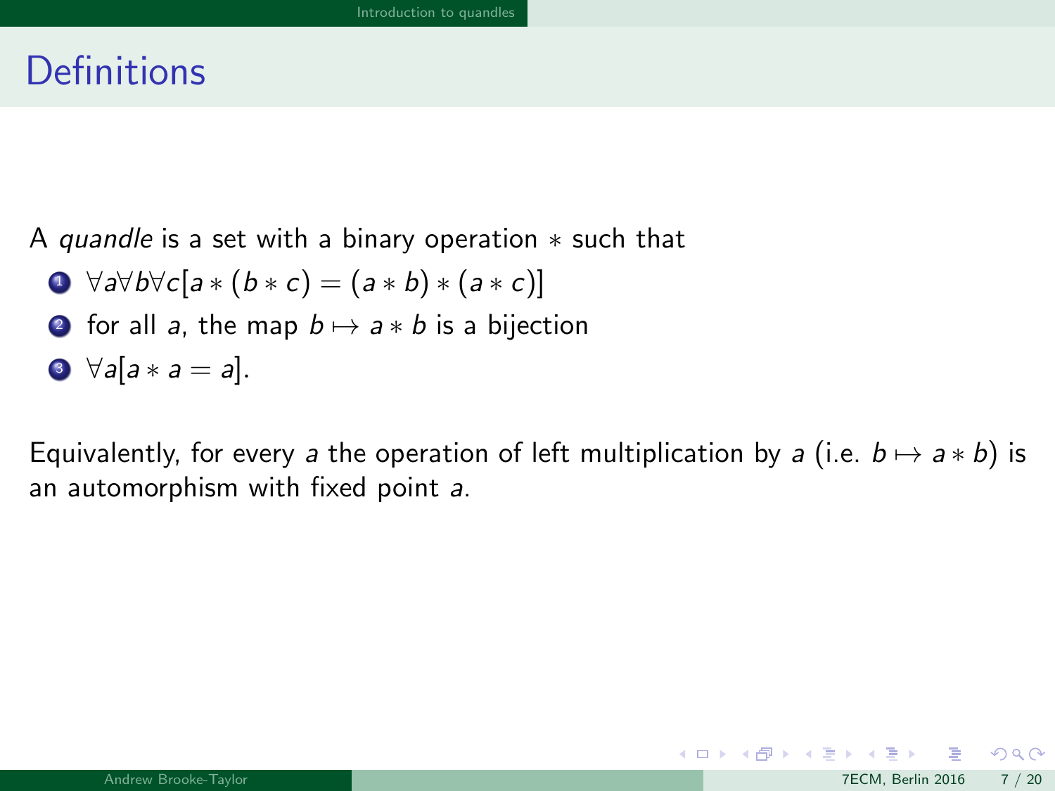# Definitions

A *quandle* is a set with a binary operation $*$ such that

1. $\forall a \forall b \forall c [a * (b * c) = (a * b) * (a * c)]$
2. for all $a$, the map $b \mapsto a * b$ is a bijection
3. $\forall a [a * a = a]$.

Equivalently, for every $a$ the operation of left multiplication by $a$ (i.e. $b \mapsto a * b$) is an automorphism with fixed point $a$.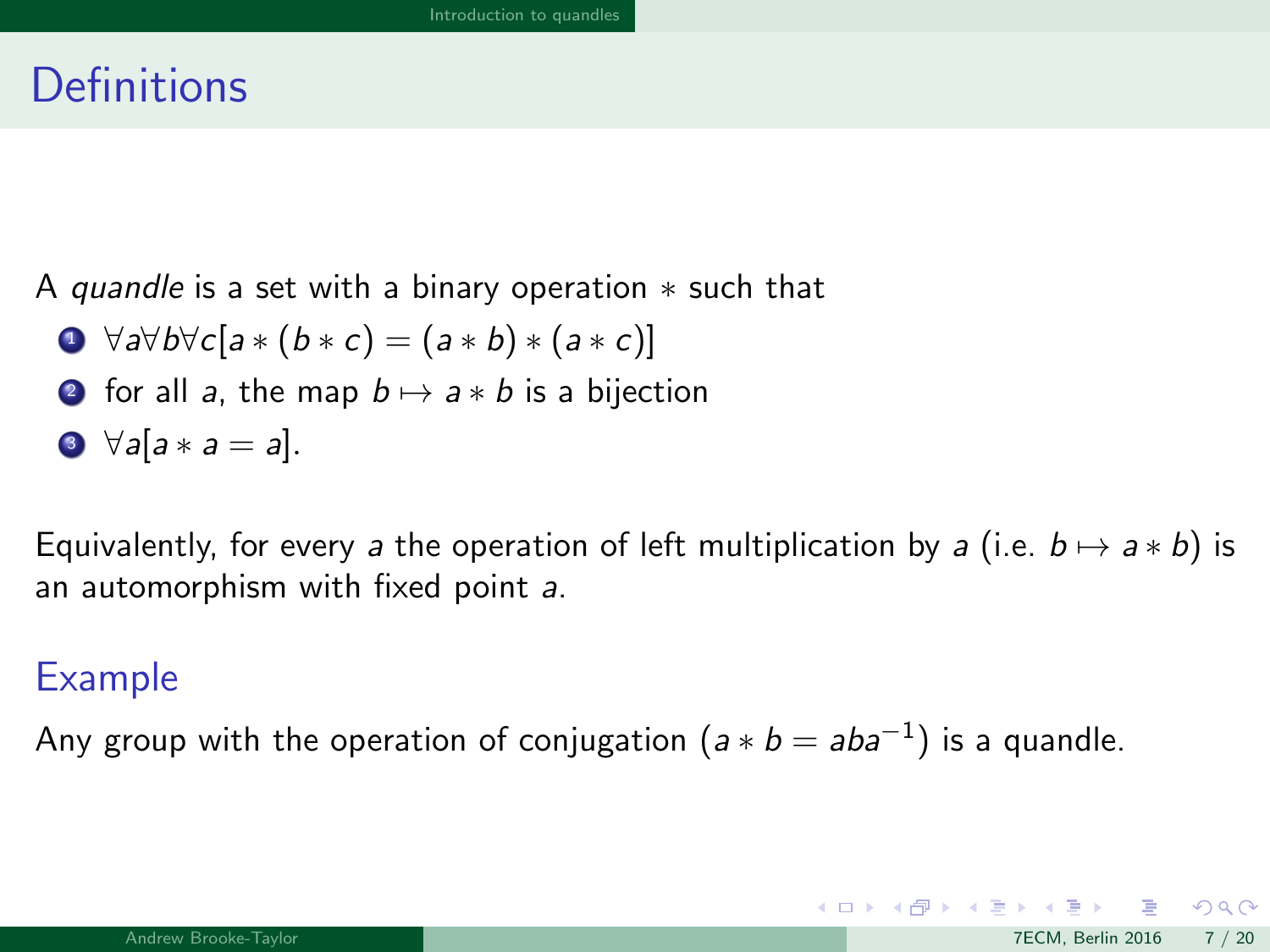# Definitions

A *quandle* is a set with a binary operation $*$ such that

1. $\forall a \forall b \forall c[a * (b * c) = (a * b) * (a * c)]$
2. for all $a$, the map $b \mapsto a * b$ is a bijection
3. $\forall a[a * a = a]$.

Equivalently, for every $a$ the operation of left multiplication by $a$ (i.e. $b \mapsto a * b$) is an automorphism with fixed point $a$.

## Example

Any group with the operation of conjugation ($a * b = aba^{-1}$) is a quandle.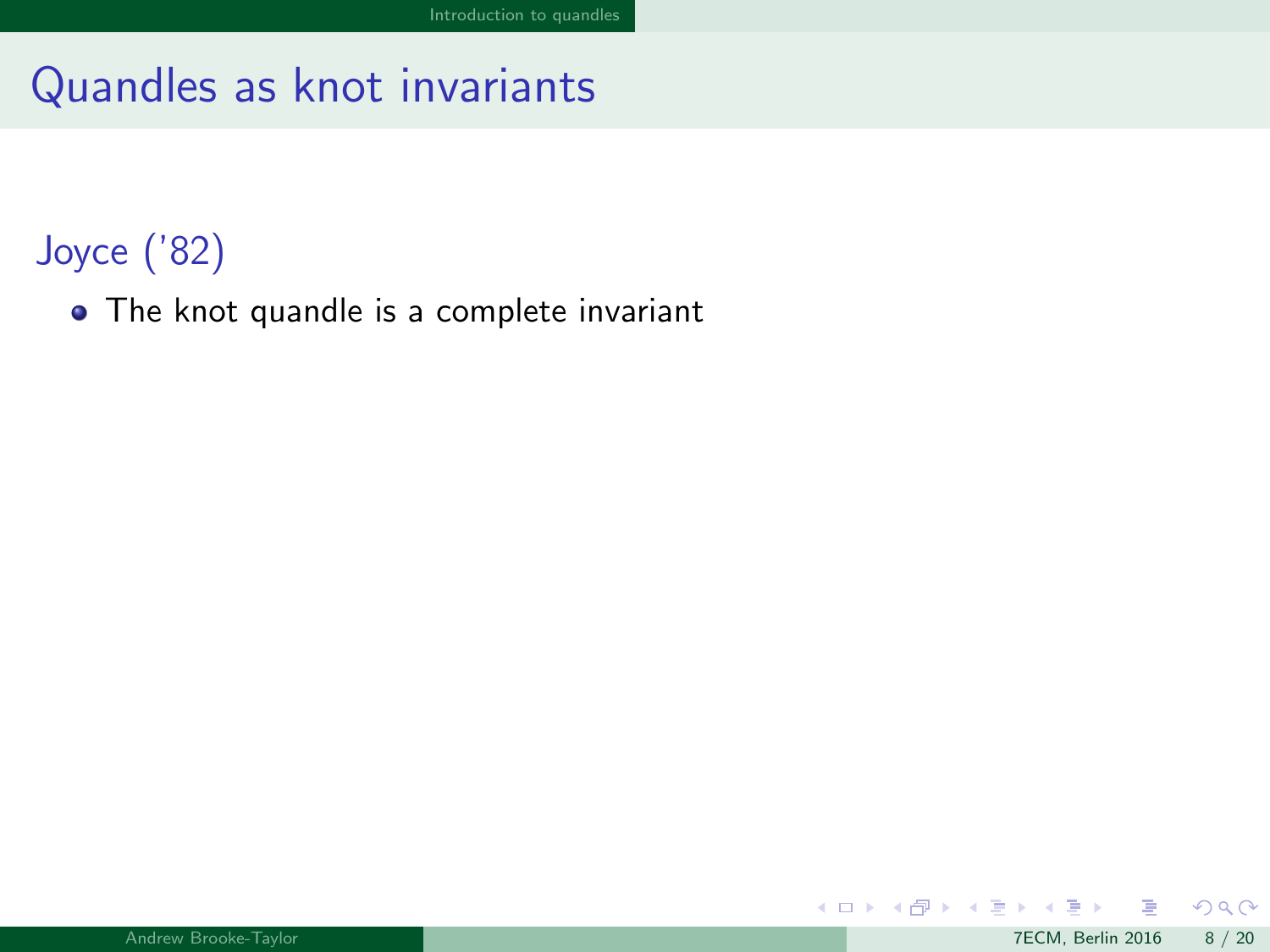# Quandles as knot invariants

## Joyce ('82)

- The knot quandle is a complete invariant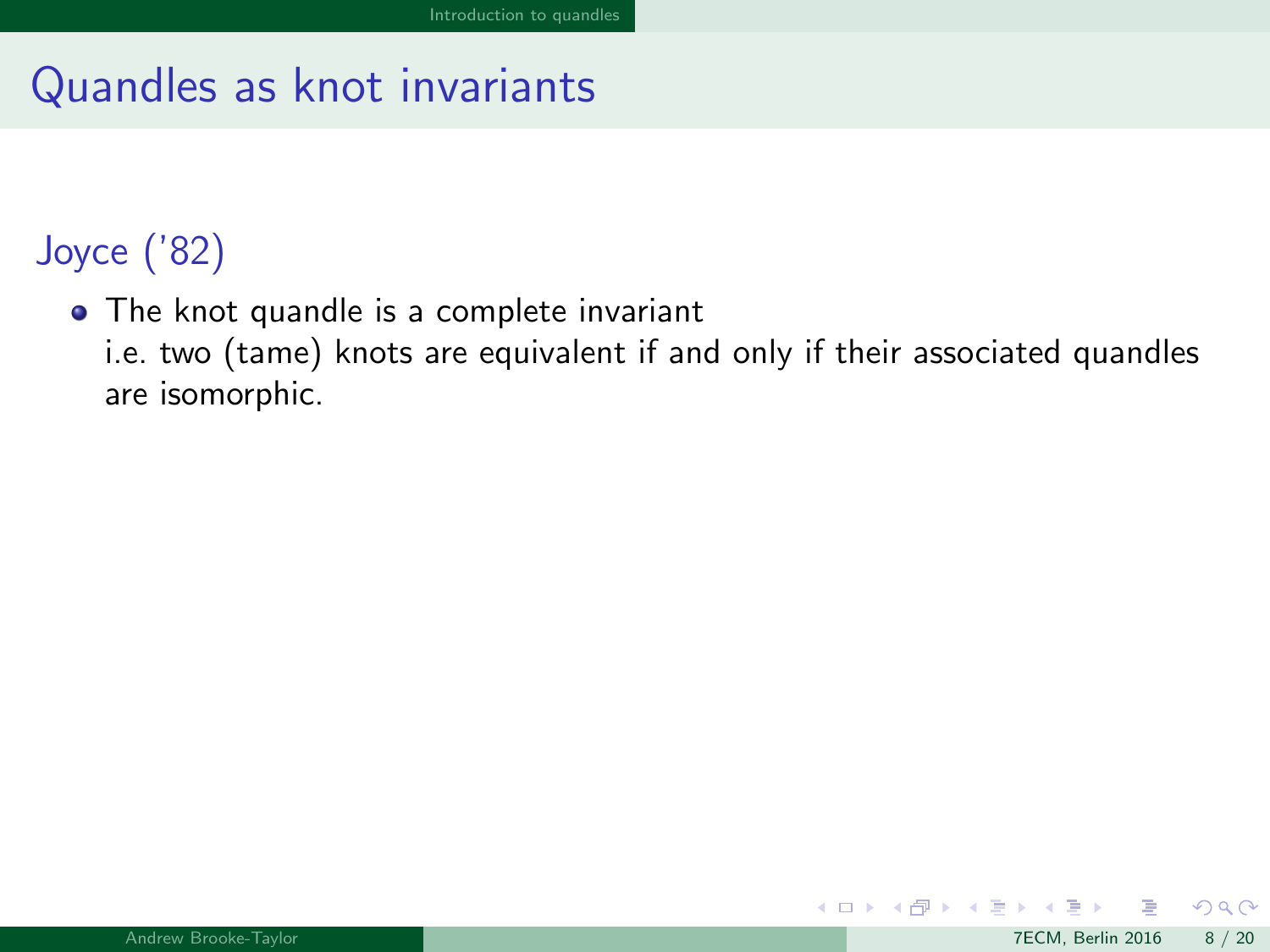# Quandles as knot invariants

## Joyce ('82)

- The knot quandle is a complete invariant
  i.e. two (tame) knots are equivalent if and only if their associated quandles are isomorphic.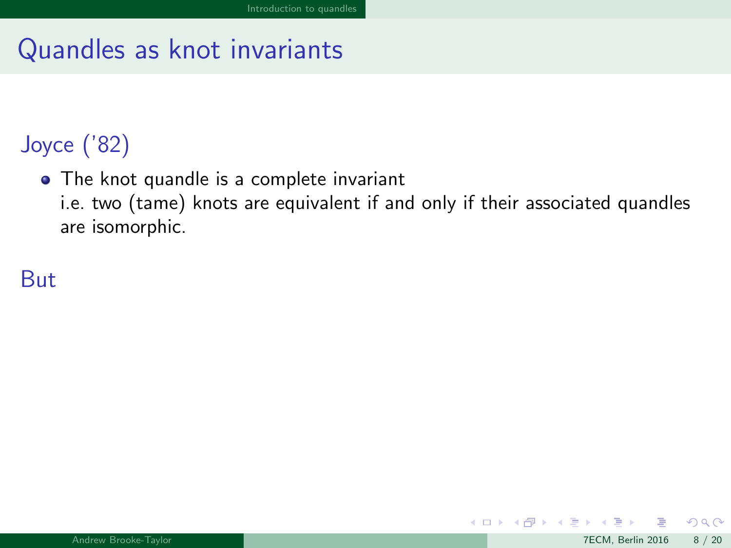# Quandles as knot invariants

## Joyce ('82)

- The knot quandle is a complete invariant
  i.e. two (tame) knots are equivalent if and only if their associated quandles are isomorphic.

## But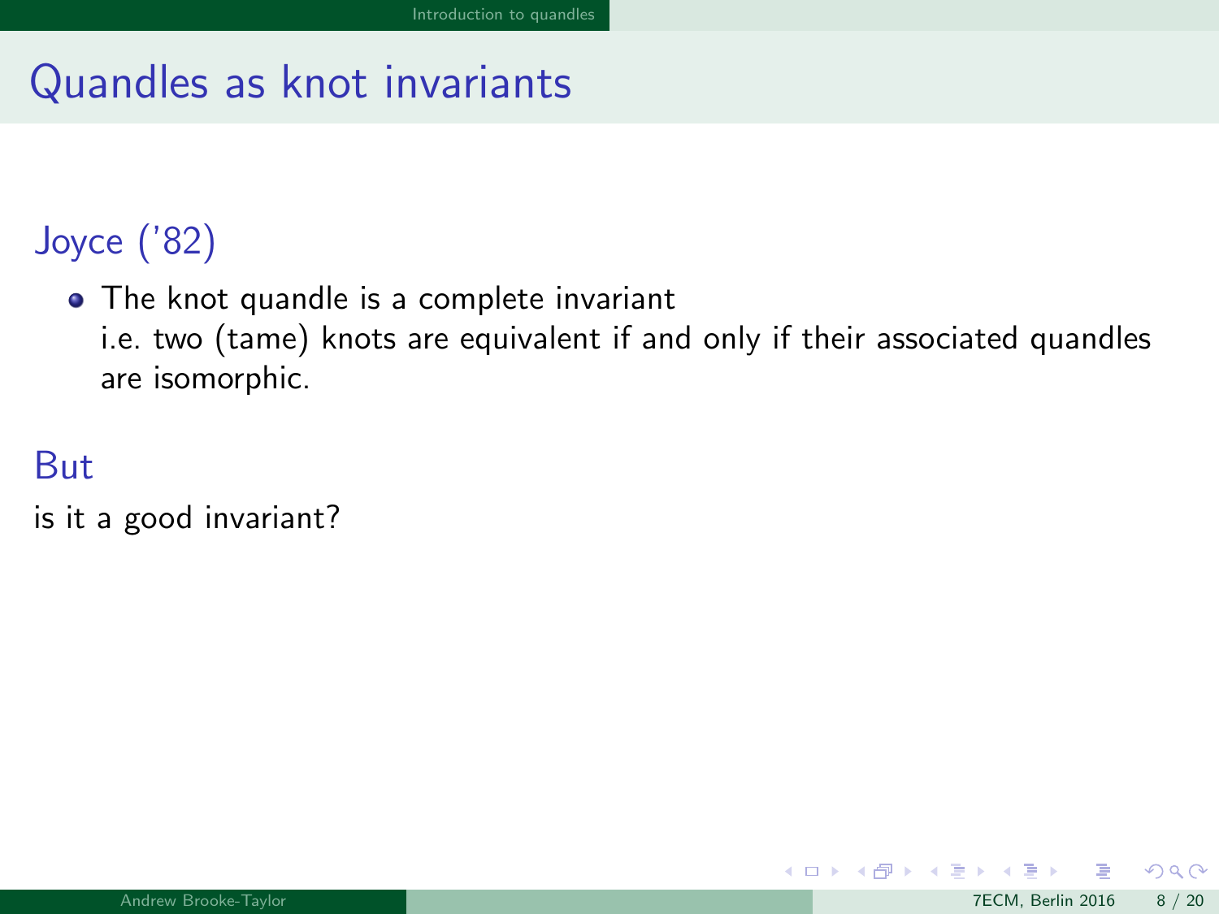# Quandles as knot invariants

## Joyce ('82)

- The knot quandle is a complete invariant
  i.e. two (tame) knots are equivalent if and only if their associated quandles are isomorphic.

## But

is it a good invariant?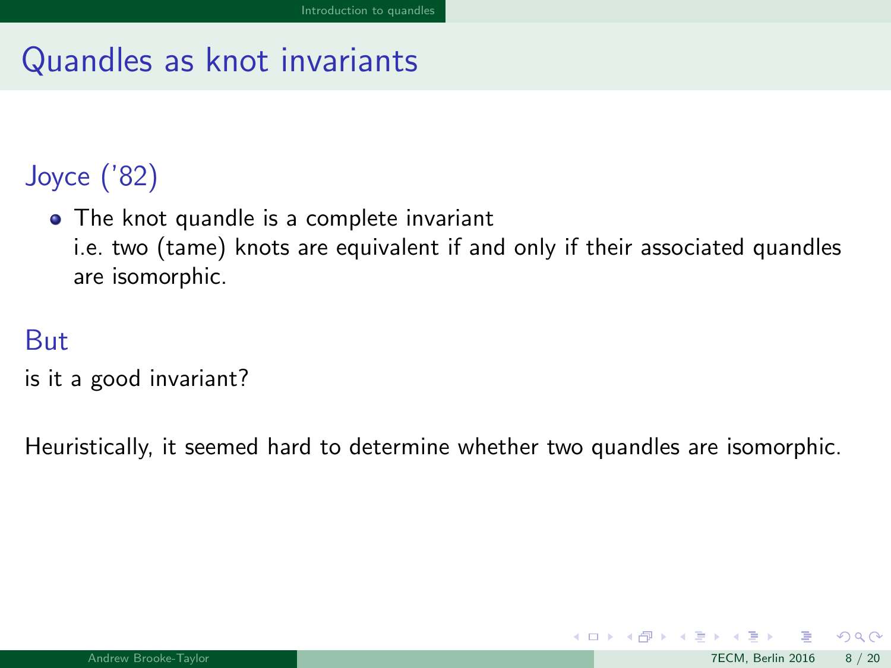# Quandles as knot invariants

## Joyce ('82)

- The knot quandle is a complete invariant
  i.e. two (tame) knots are equivalent if and only if their associated quandles are isomorphic.

## But

is it a good invariant?

Heuristically, it seemed hard to determine whether two quandles are isomorphic.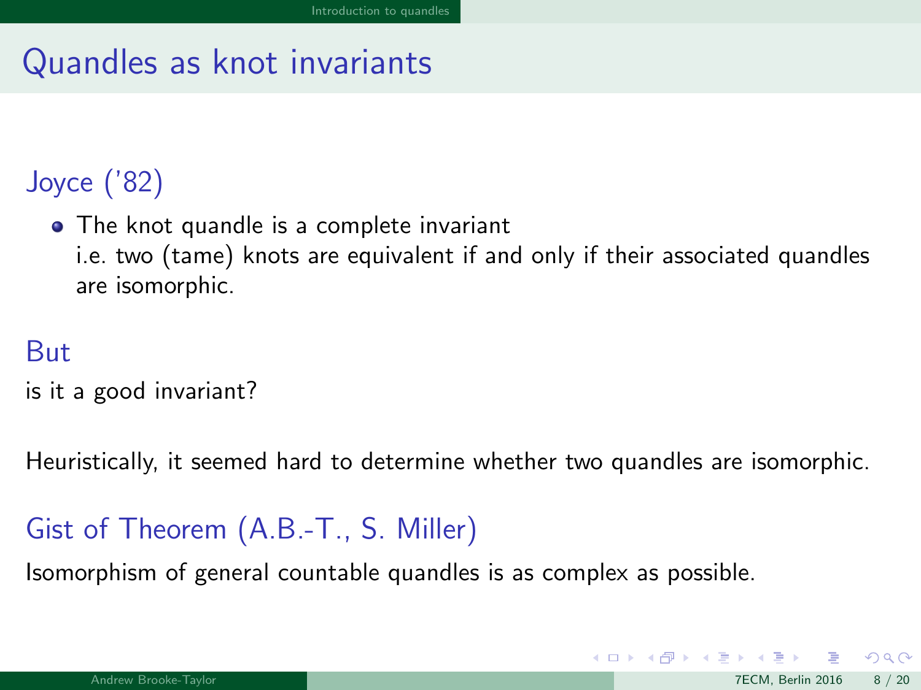# Quandles as knot invariants

## Joyce ('82)

- The knot quandle is a complete invariant
  i.e. two (tame) knots are equivalent if and only if their associated quandles are isomorphic.

## But

is it a good invariant?

Heuristically, it seemed hard to determine whether two quandles are isomorphic.

## Gist of Theorem (A.B.-T., S. Miller)

Isomorphism of general countable quandles is as complex as possible.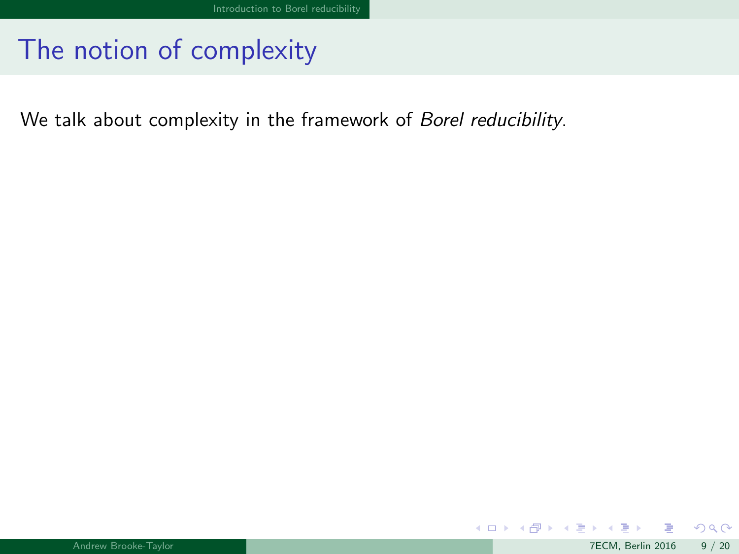# The notion of complexity

We talk about complexity in the framework of *Borel reducibility*.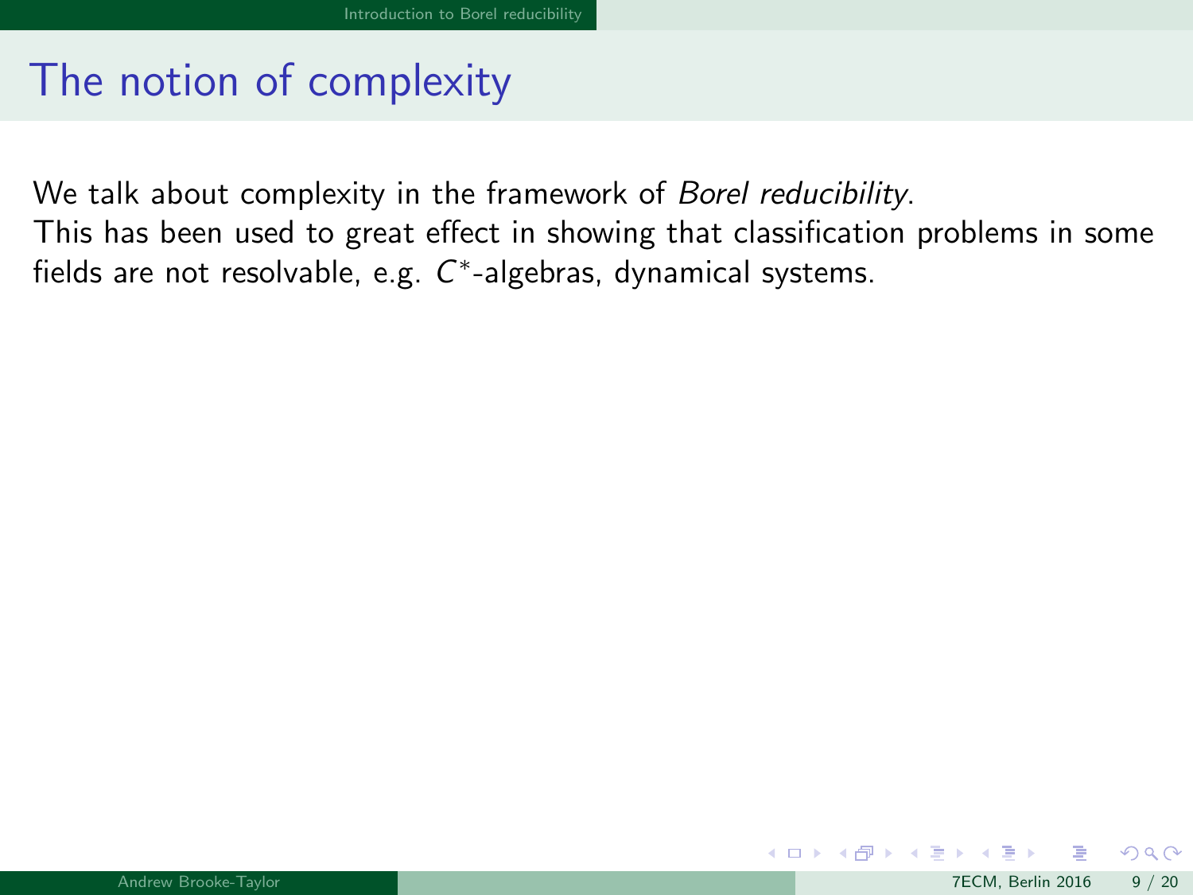# The notion of complexity

We talk about complexity in the framework of *Borel reducibility*.
This has been used to great effect in showing that classification problems in some fields are not resolvable, e.g. $C^*$-algebras, dynamical systems.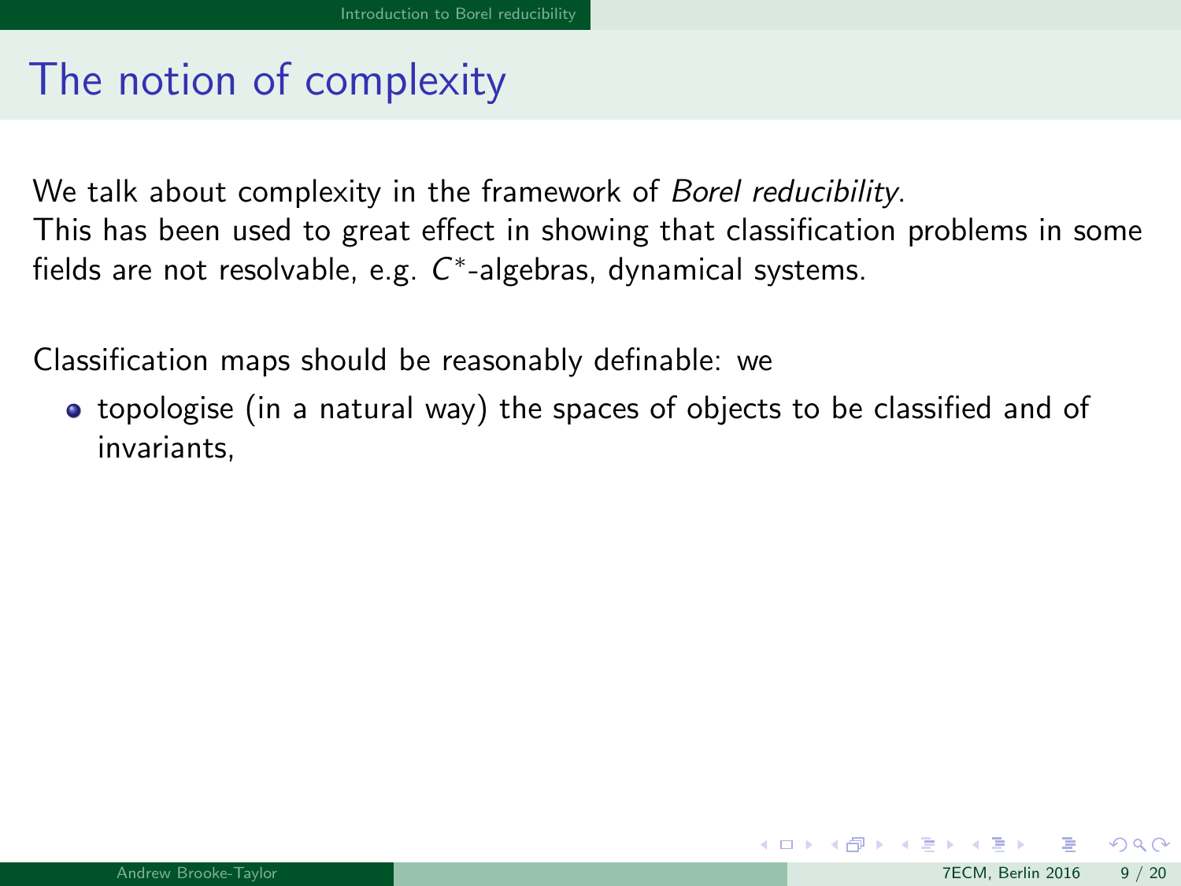# The notion of complexity

We talk about complexity in the framework of *Borel reducibility*.
This has been used to great effect in showing that classification problems in some fields are not resolvable, e.g. $C^*$-algebras, dynamical systems.

Classification maps should be reasonably definable: we

- topologise (in a natural way) the spaces of objects to be classified and of invariants,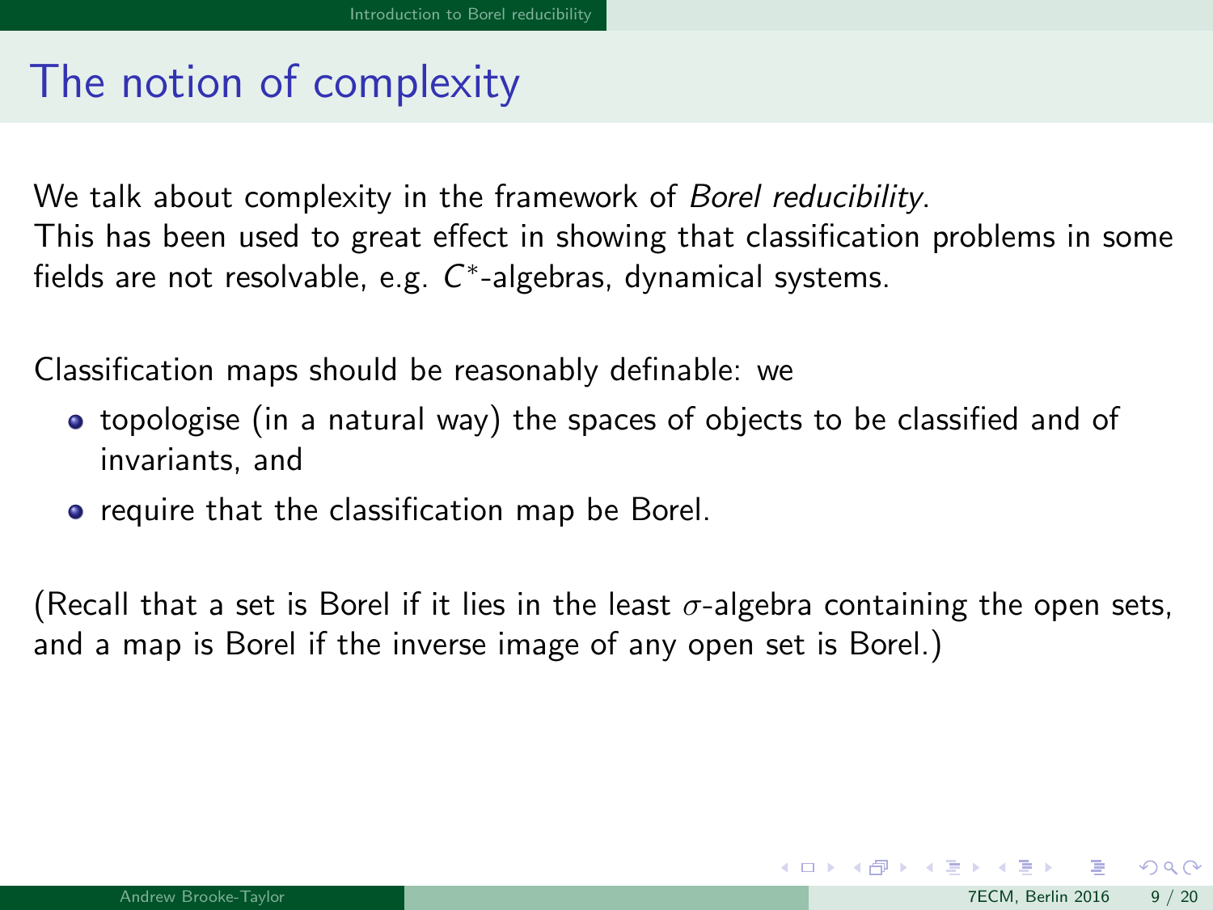# The notion of complexity

We talk about complexity in the framework of *Borel reducibility*.
This has been used to great effect in showing that classification problems in some fields are not resolvable, e.g. $C^*$-algebras, dynamical systems.

Classification maps should be reasonably definable: we

- topologise (in a natural way) the spaces of objects to be classified and of invariants, and
- require that the classification map be Borel.

(Recall that a set is Borel if it lies in the least $\sigma$-algebra containing the open sets, and a map is Borel if the inverse image of any open set is Borel.)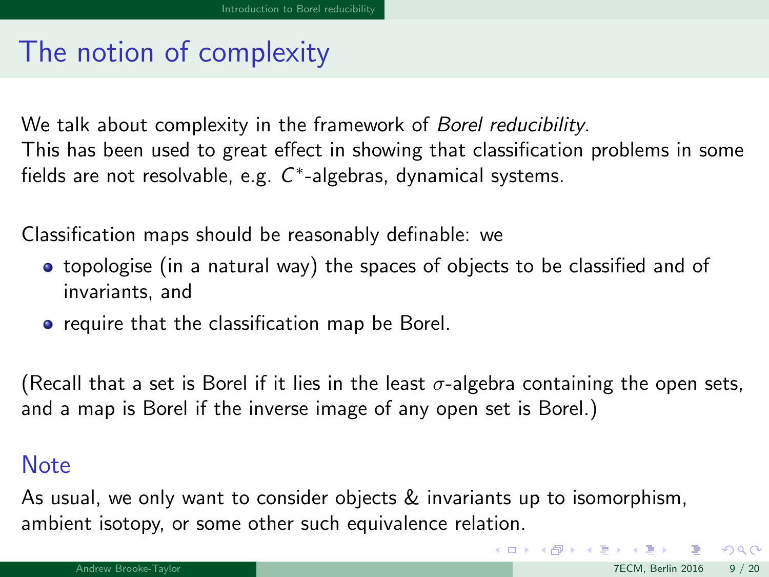# The notion of complexity

We talk about complexity in the framework of *Borel reducibility*.
This has been used to great effect in showing that classification problems in some fields are not resolvable, e.g. $C^*$-algebras, dynamical systems.

Classification maps should be reasonably definable: we

- topologise (in a natural way) the spaces of objects to be classified and of invariants, and
- require that the classification map be Borel.

(Recall that a set is Borel if it lies in the least $\sigma$-algebra containing the open sets, and a map is Borel if the inverse image of any open set is Borel.)

## Note

As usual, we only want to consider objects & invariants up to isomorphism, ambient isotopy, or some other such equivalence relation.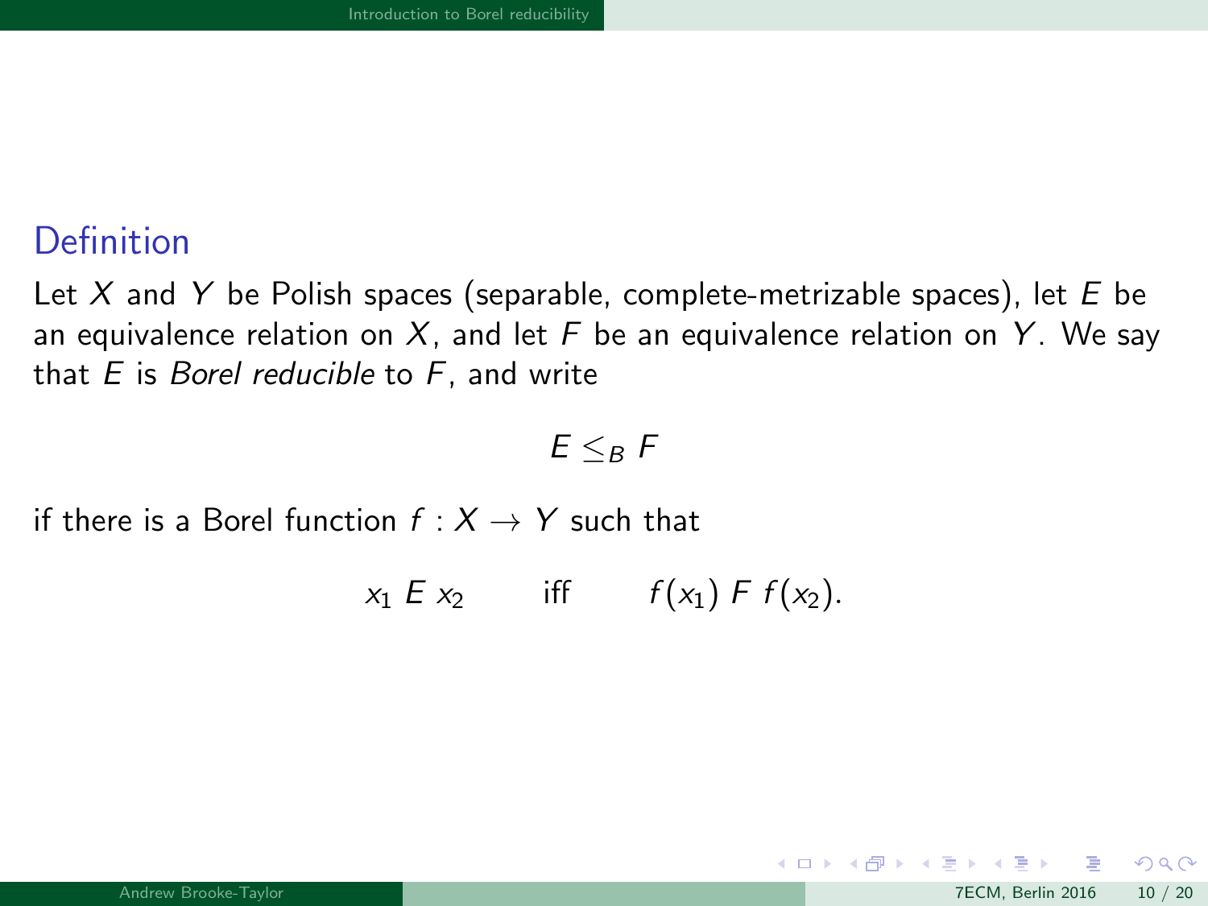### Definition

Let $X$ and $Y$ be Polish spaces (separable, complete-metrizable spaces), let $E$ be an equivalence relation on $X$, and let $F$ be an equivalence relation on $Y$. We say that $E$ is *Borel reducible* to $F$, and write

$$E \leq_B F$$

if there is a Borel function $f : X \to Y$ such that

$$x_1 \; E \; x_2 \qquad \text{iff} \qquad f(x_1) \; F \; f(x_2).$$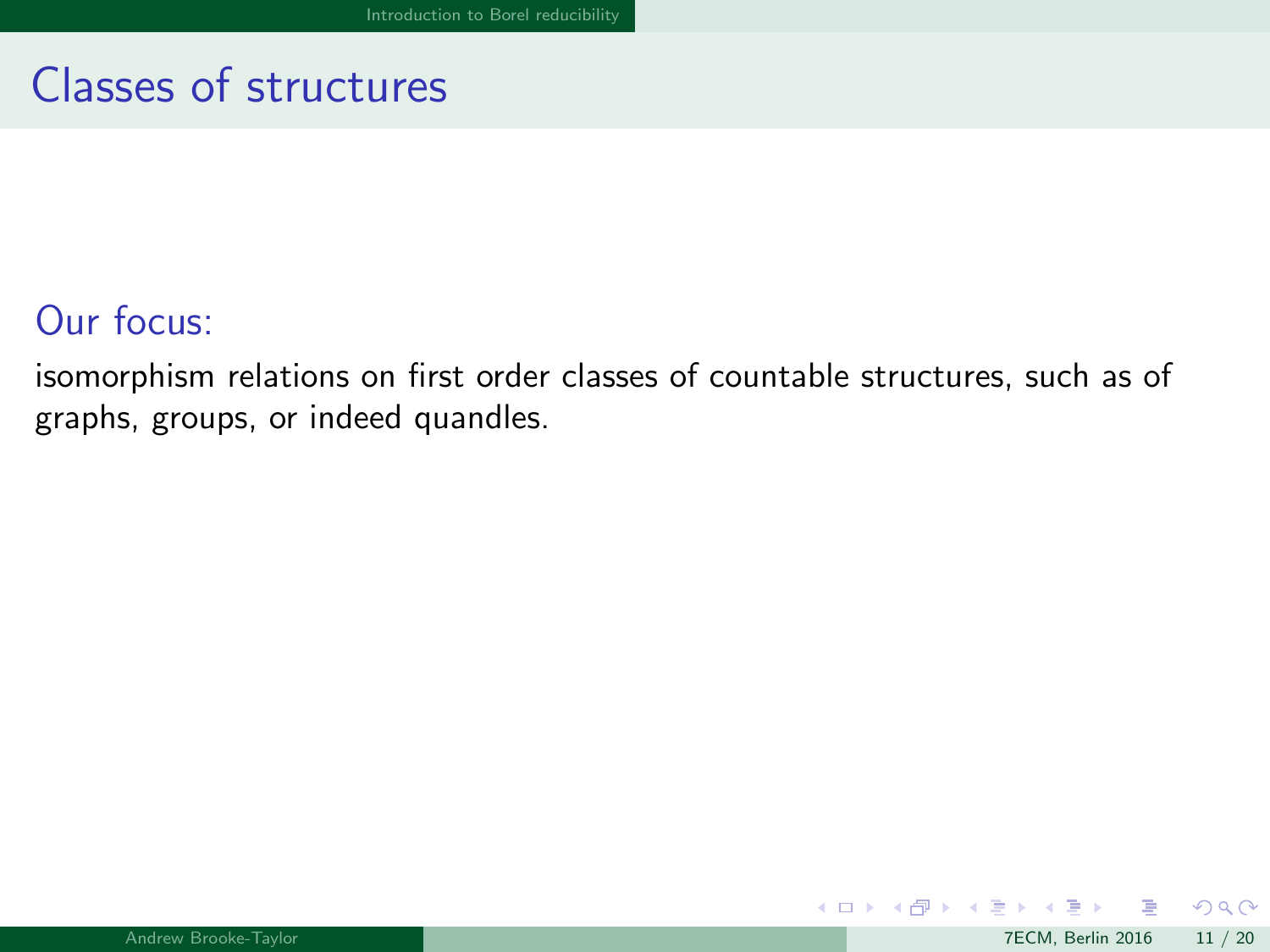# Classes of structures

## Our focus:

isomorphism relations on first order classes of countable structures, such as of graphs, groups, or indeed quandles.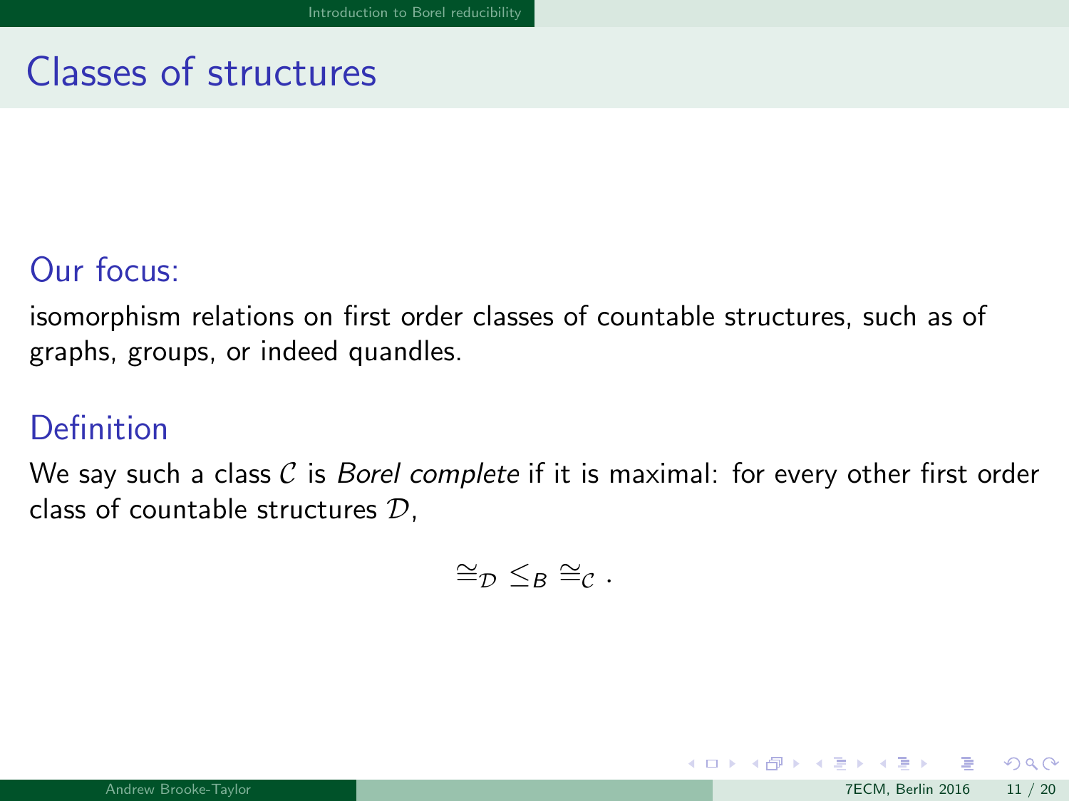# Classes of structures

## Our focus:

isomorphism relations on first order classes of countable structures, such as of graphs, groups, or indeed quandles.

## Definition

We say such a class $\mathcal{C}$ is *Borel complete* if it is maximal: for every other first order class of countable structures $\mathcal{D}$,

$$\cong_{\mathcal{D}} \leq_B \cong_{\mathcal{C}} .$$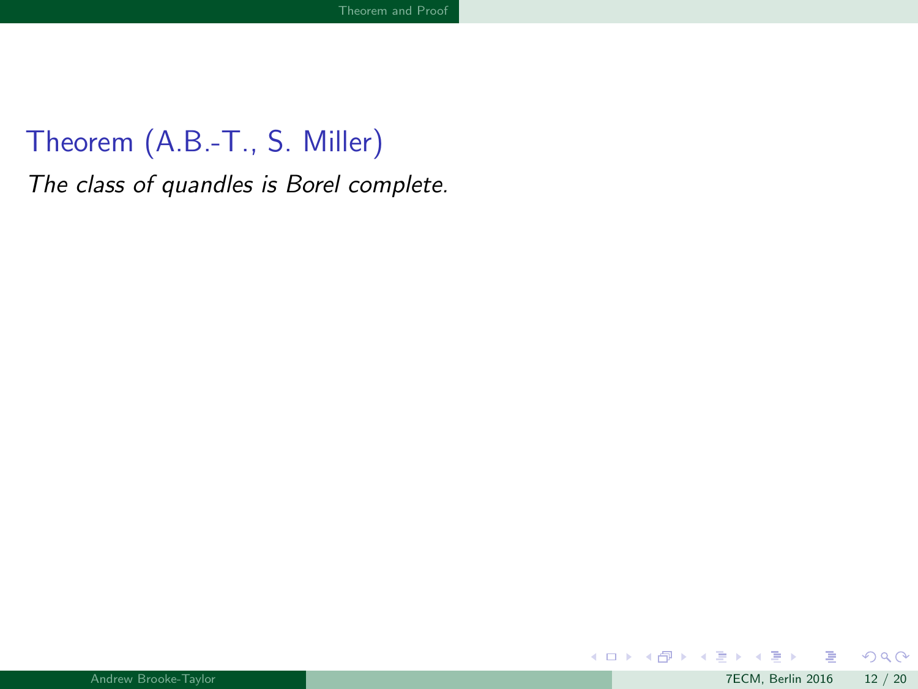**Theorem (A.B.-T., S. Miller)**

*The class of quandles is Borel complete.*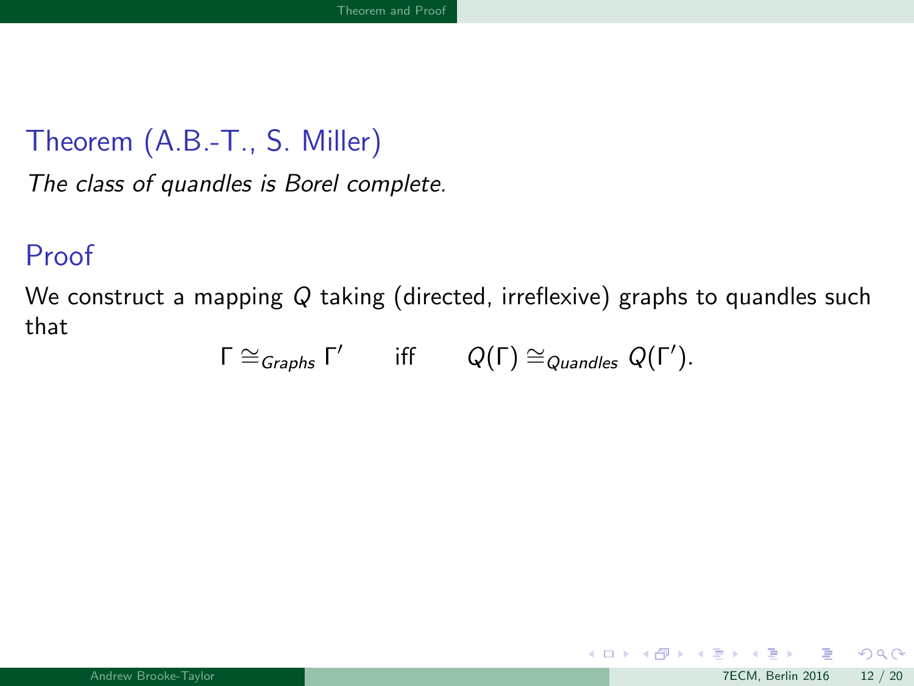### Theorem (A.B.-T., S. Miller)

*The class of quandles is Borel complete.*

### Proof

We construct a mapping $Q$ taking (directed, irreflexive) graphs to quandles such that

$$\Gamma \cong_{Graphs} \Gamma' \qquad \text{iff} \qquad Q(\Gamma) \cong_{Quandles} Q(\Gamma').$$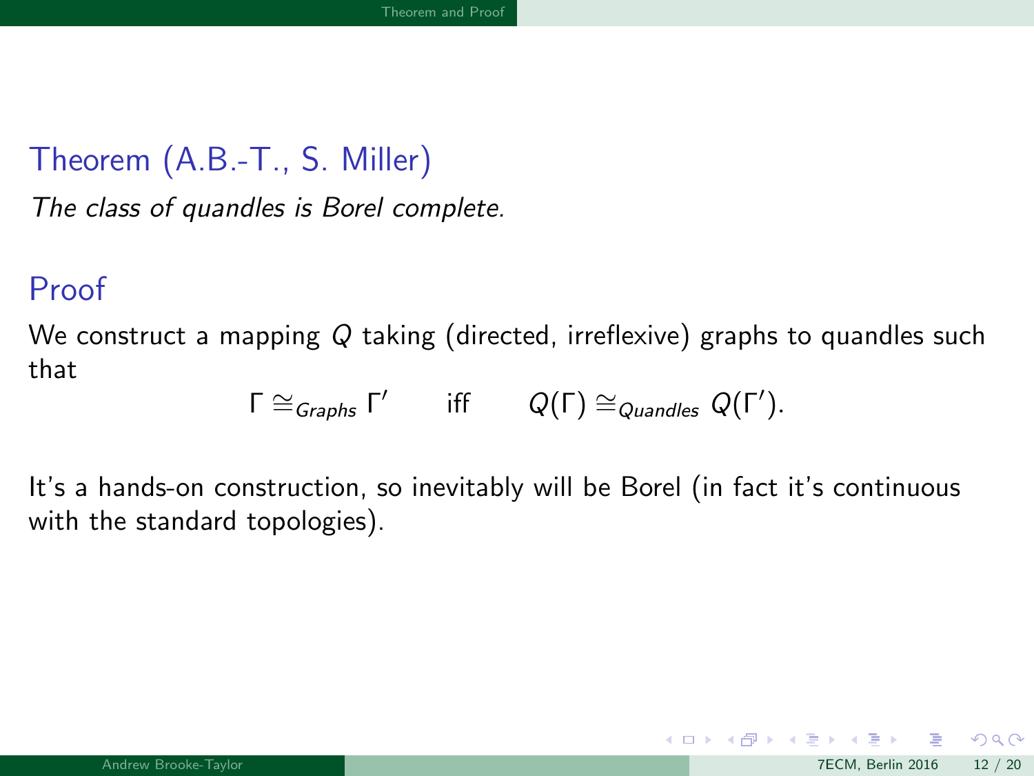## Theorem (A.B.-T., S. Miller)

*The class of quandles is Borel complete.*

## Proof

We construct a mapping $Q$ taking (directed, irreflexive) graphs to quandles such that

$$\Gamma \cong_{Graphs} \Gamma' \qquad \text{iff} \qquad Q(\Gamma) \cong_{Quandles} Q(\Gamma').$$

It's a hands-on construction, so inevitably will be Borel (in fact it's continuous with the standard topologies).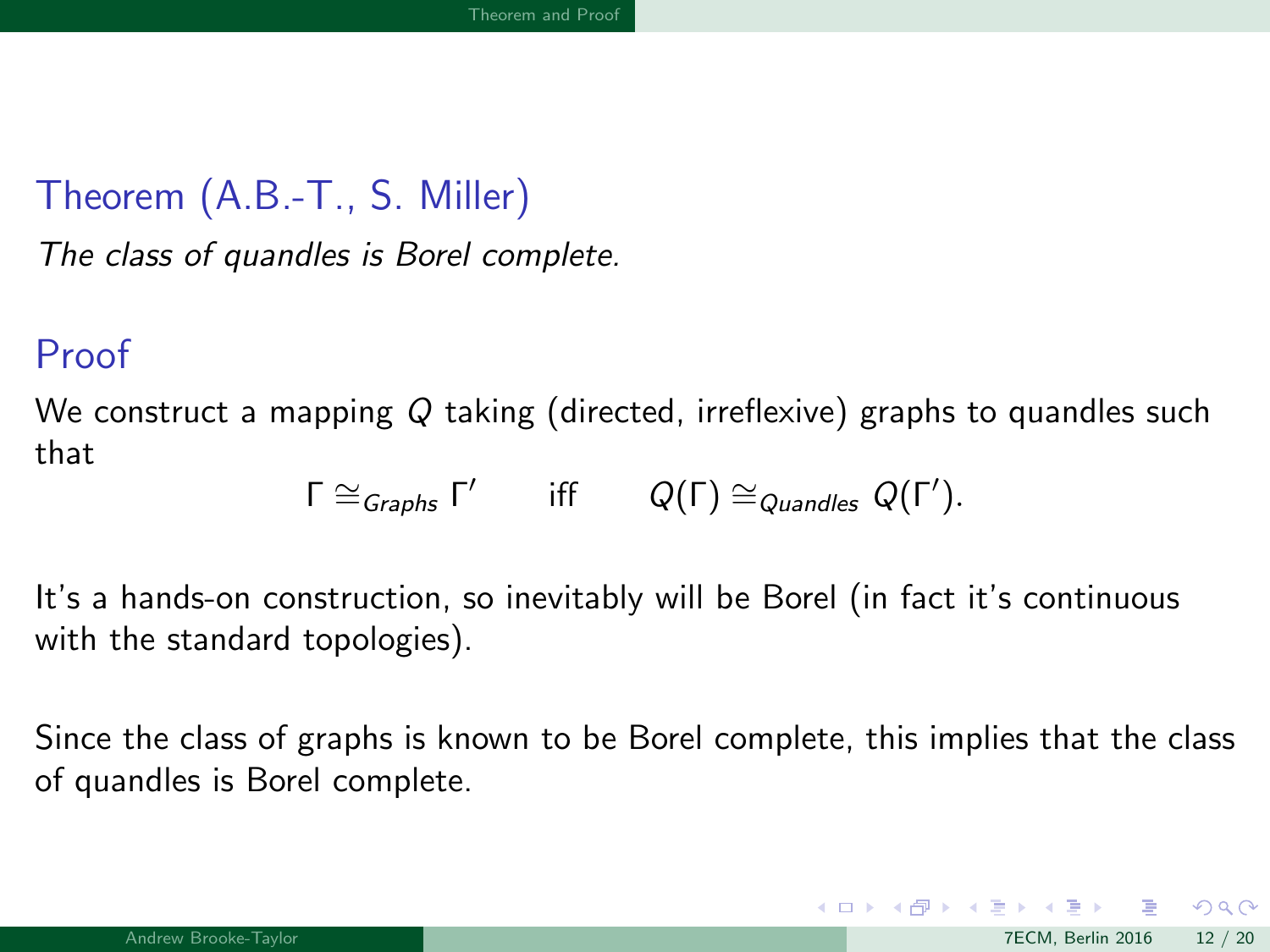## Theorem (A.B.-T., S. Miller)

*The class of quandles is Borel complete.*

## Proof

We construct a mapping $Q$ taking (directed, irreflexive) graphs to quandles such that

$$\Gamma \cong_{Graphs} \Gamma' \qquad \text{iff} \qquad Q(\Gamma) \cong_{Quandles} Q(\Gamma').$$

It's a hands-on construction, so inevitably will be Borel (in fact it's continuous with the standard topologies).

Since the class of graphs is known to be Borel complete, this implies that the class of quandles is Borel complete.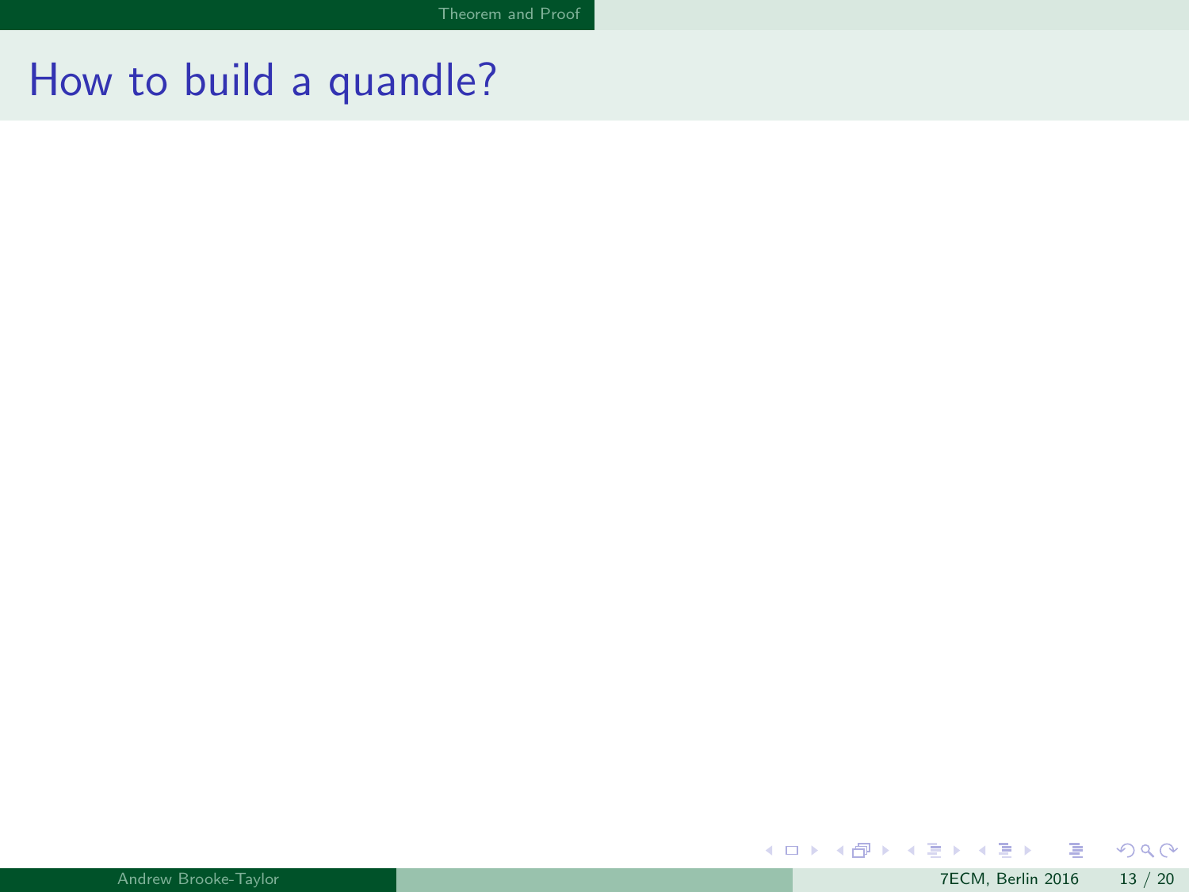# How to build a quandle?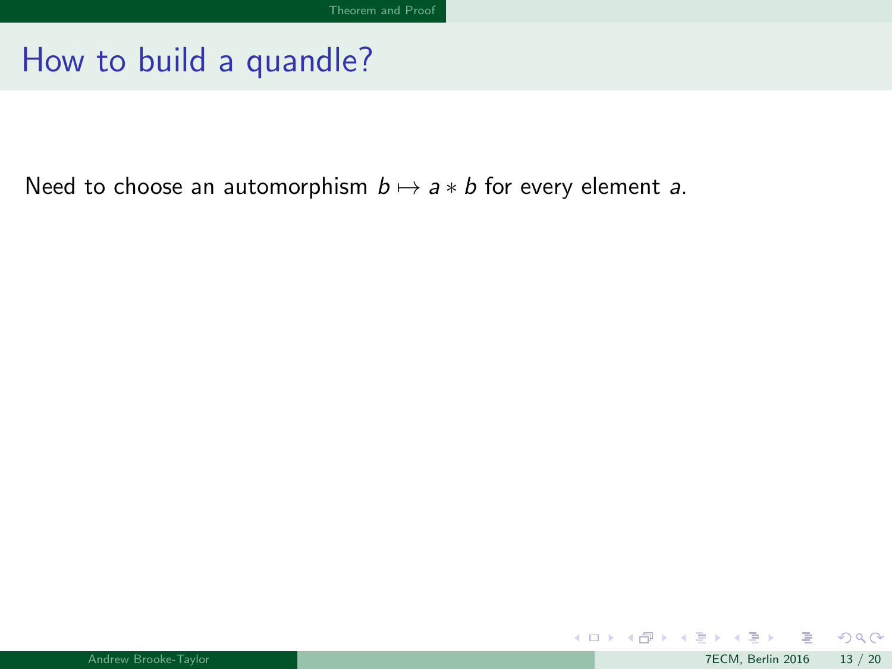# How to build a quandle?

Need to choose an automorphism $b \mapsto a * b$ for every element $a$.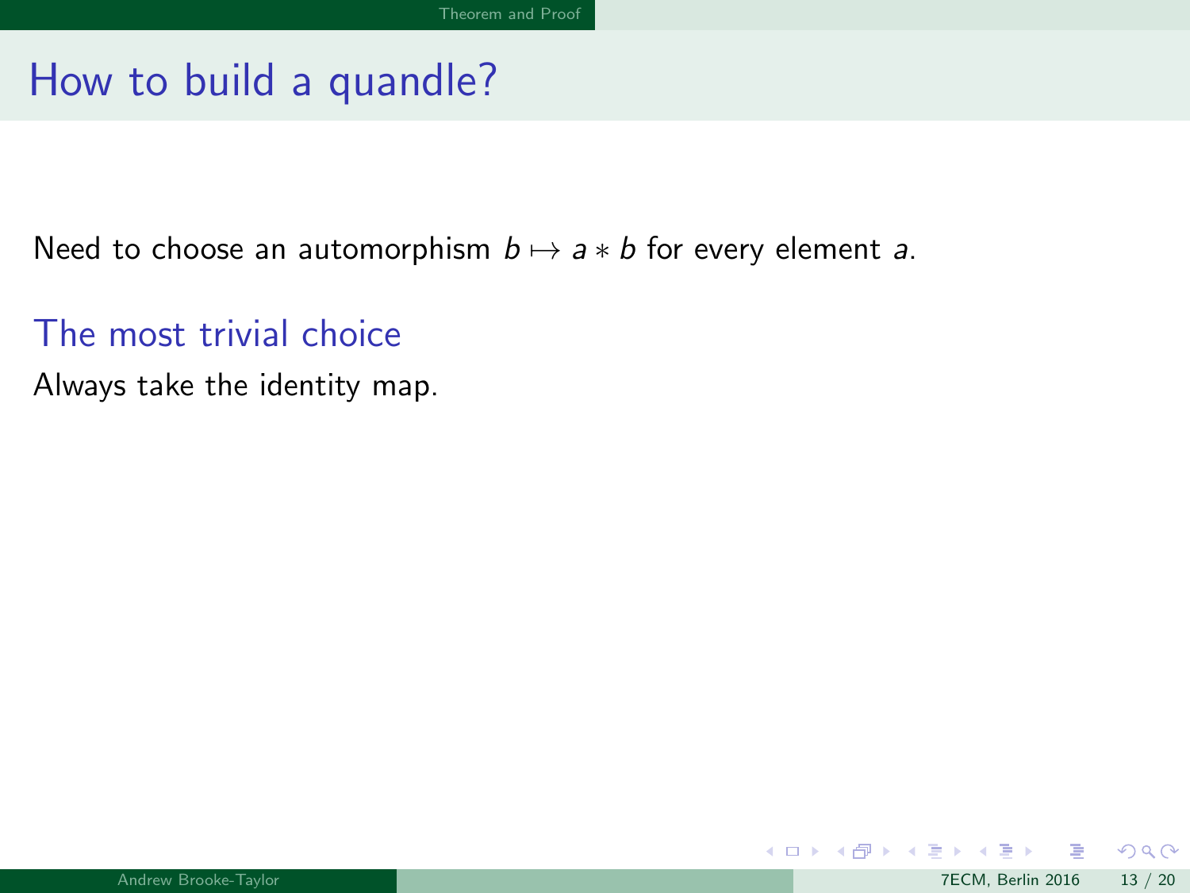# How to build a quandle?

Need to choose an automorphism $b \mapsto a * b$ for every element $a$.

## The most trivial choice

Always take the identity map.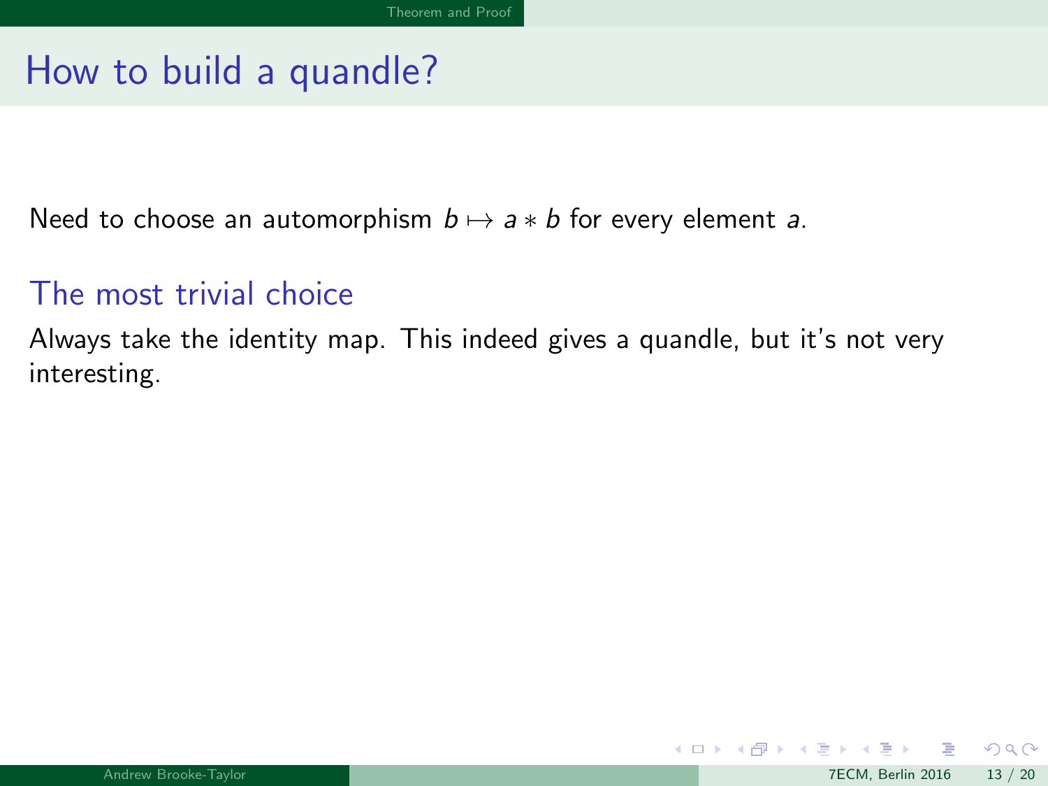# How to build a quandle?

Need to choose an automorphism $b \mapsto a * b$ for every element $a$.

## The most trivial choice

Always take the identity map. This indeed gives a quandle, but it's not very interesting.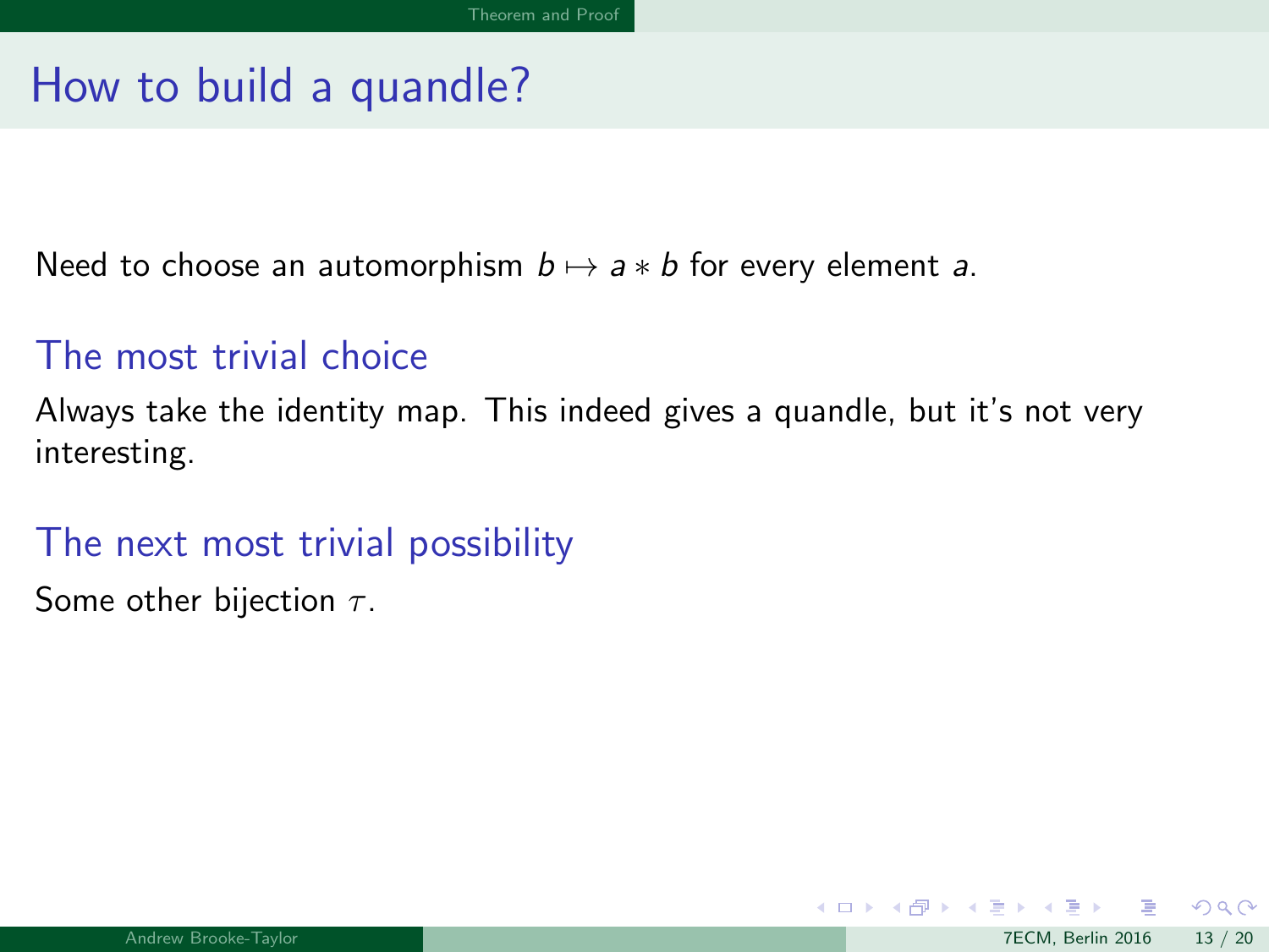# How to build a quandle?

Need to choose an automorphism $b \mapsto a * b$ for every element $a$.

## The most trivial choice

Always take the identity map. This indeed gives a quandle, but it's not very interesting.

## The next most trivial possibility

Some other bijection $\tau$.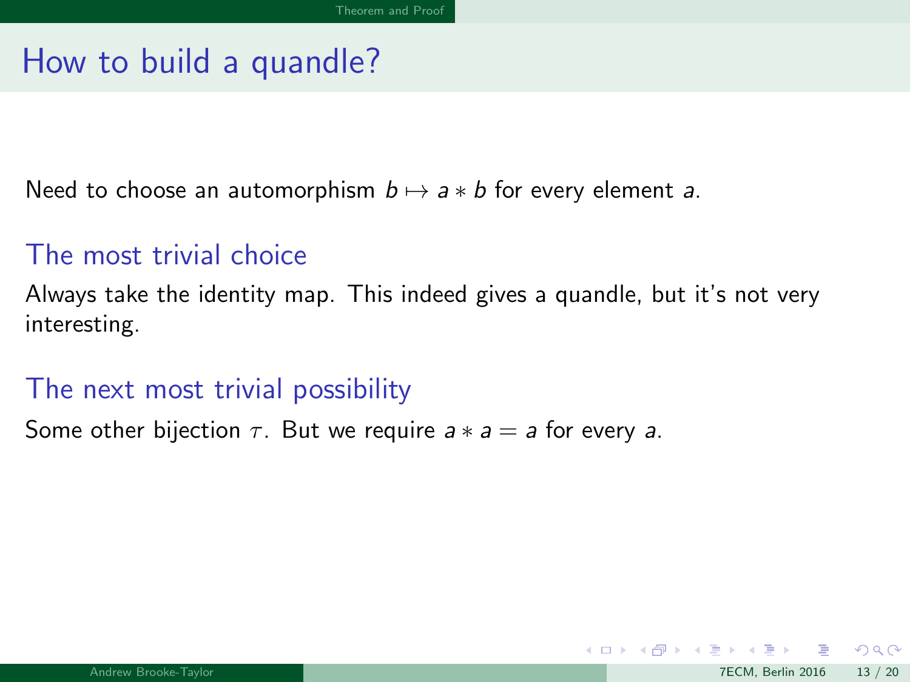# How to build a quandle?

Need to choose an automorphism $b \mapsto a * b$ for every element $a$.

## The most trivial choice

Always take the identity map. This indeed gives a quandle, but it's not very interesting.

## The next most trivial possibility

Some other bijection $\tau$. But we require $a * a = a$ for every $a$.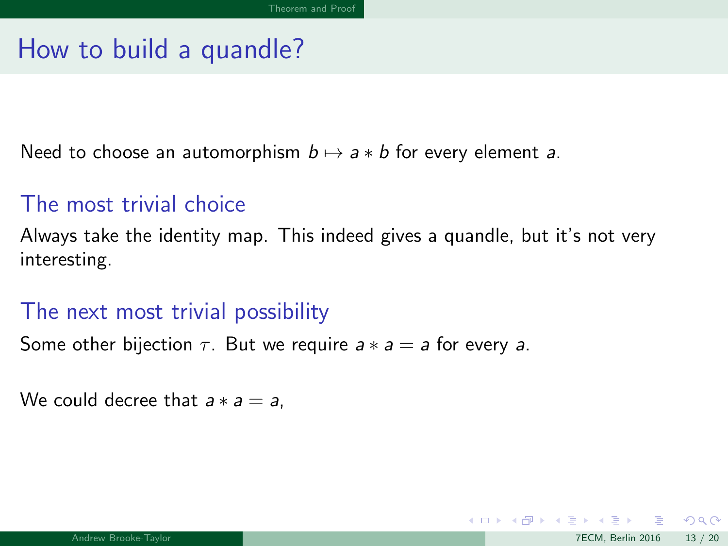# How to build a quandle?

Need to choose an automorphism $b \mapsto a * b$ for every element $a$.

## The most trivial choice

Always take the identity map. This indeed gives a quandle, but it's not very interesting.

## The next most trivial possibility

Some other bijection $\tau$. But we require $a * a = a$ for every $a$.

We could decree that $a * a = a$,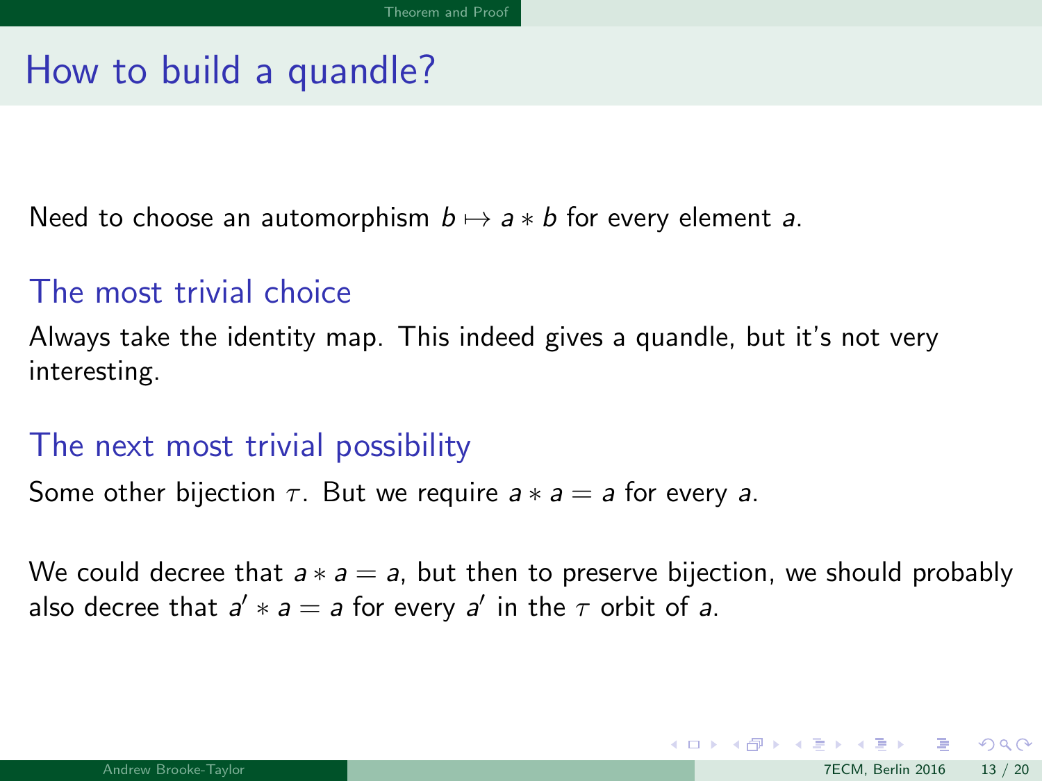# How to build a quandle?

Need to choose an automorphism $b \mapsto a * b$ for every element $a$.

## The most trivial choice

Always take the identity map. This indeed gives a quandle, but it's not very interesting.

## The next most trivial possibility

Some other bijection $\tau$. But we require $a * a = a$ for every $a$.

We could decree that $a * a = a$, but then to preserve bijection, we should probably also decree that $a' * a = a$ for every $a'$ in the $\tau$ orbit of $a$.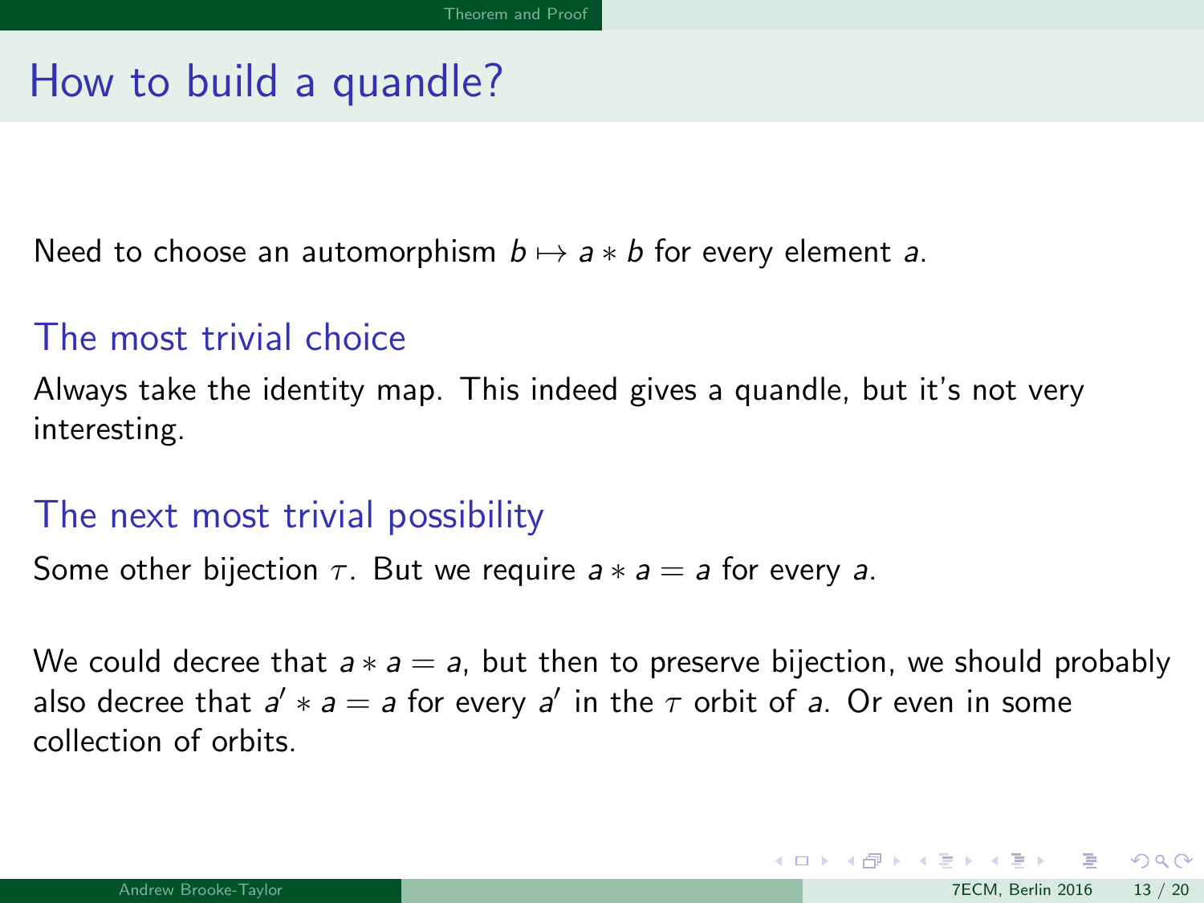# How to build a quandle?

Need to choose an automorphism $b \mapsto a * b$ for every element $a$.

## The most trivial choice

Always take the identity map. This indeed gives a quandle, but it's not very interesting.

## The next most trivial possibility

Some other bijection $\tau$. But we require $a * a = a$ for every $a$.

We could decree that $a * a = a$, but then to preserve bijection, we should probably also decree that $a' * a = a$ for every $a'$ in the $\tau$ orbit of $a$. Or even in some collection of orbits.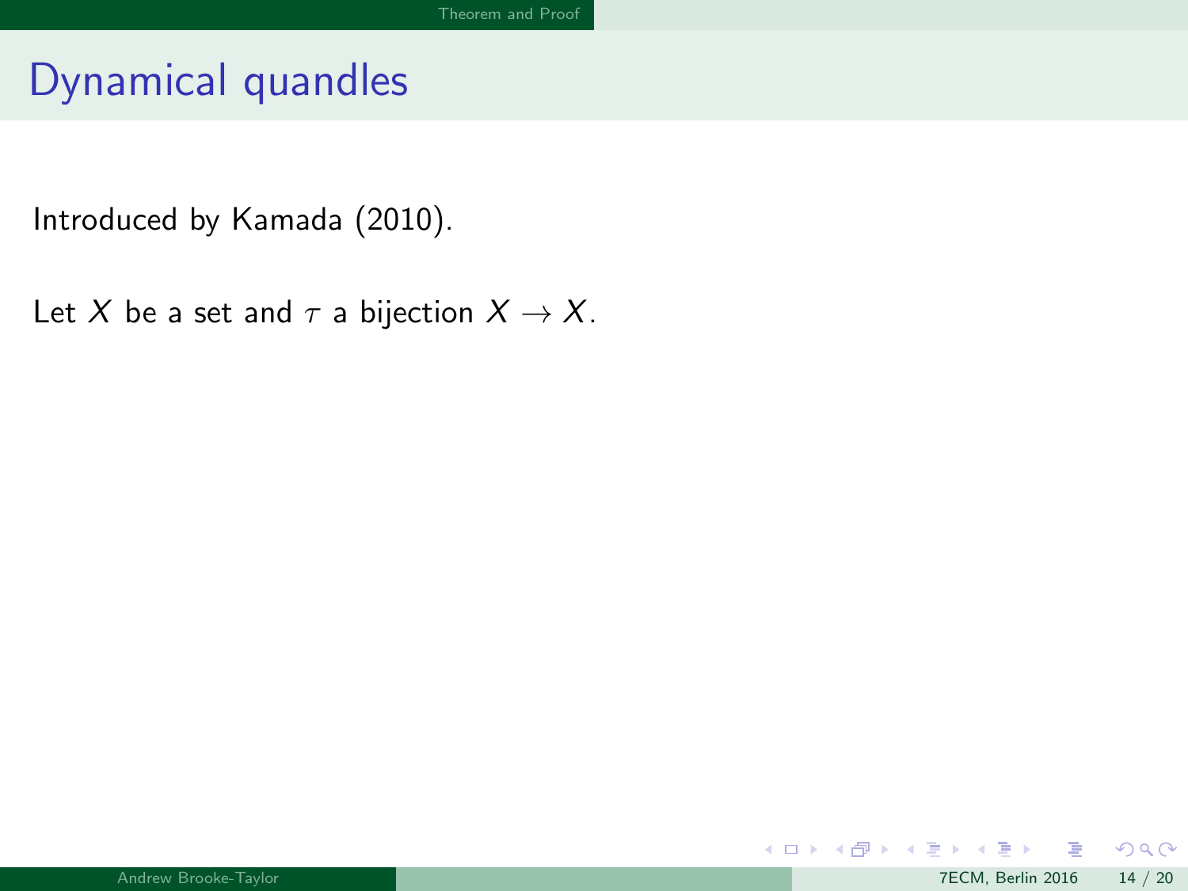# Dynamical quandles

Introduced by Kamada (2010).

Let $X$ be a set and $\tau$ a bijection $X \to X$.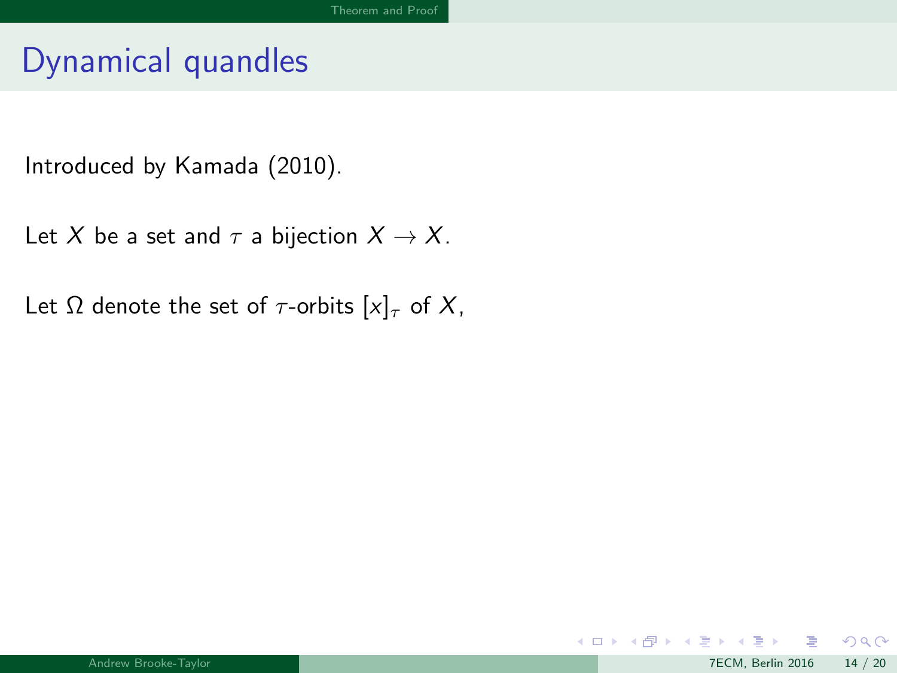# Dynamical quandles

Introduced by Kamada (2010).

Let $X$ be a set and $\tau$ a bijection $X \to X$.

Let $\Omega$ denote the set of $\tau$-orbits $[x]_\tau$ of $X$,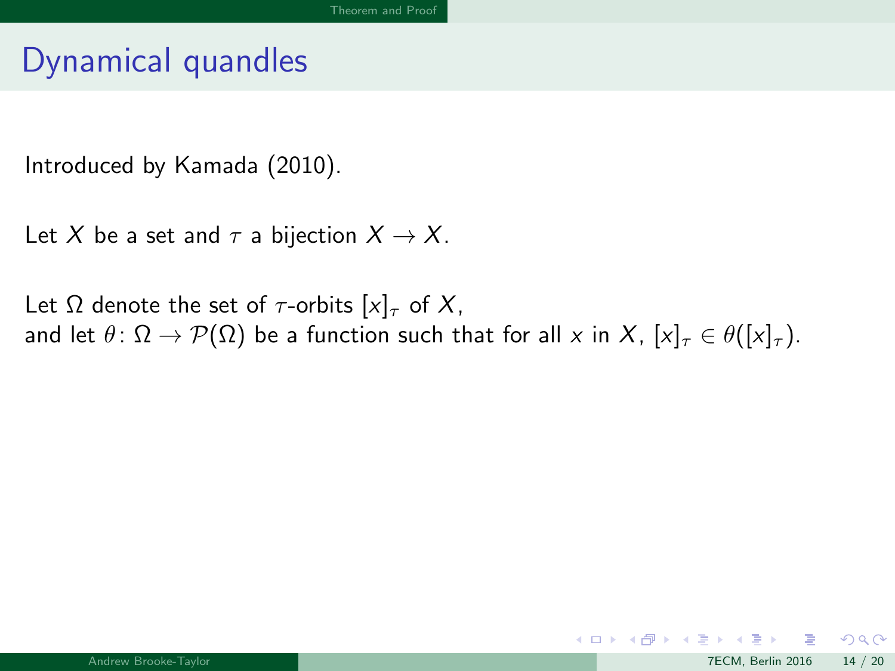# Dynamical quandles

Introduced by Kamada (2010).

Let $X$ be a set and $\tau$ a bijection $X \to X$.

Let $\Omega$ denote the set of $\tau$-orbits $[x]_\tau$ of $X$,
and let $\theta\colon \Omega \to \mathcal{P}(\Omega)$ be a function such that for all $x$ in $X$, $[x]_\tau \in \theta([x]_\tau)$.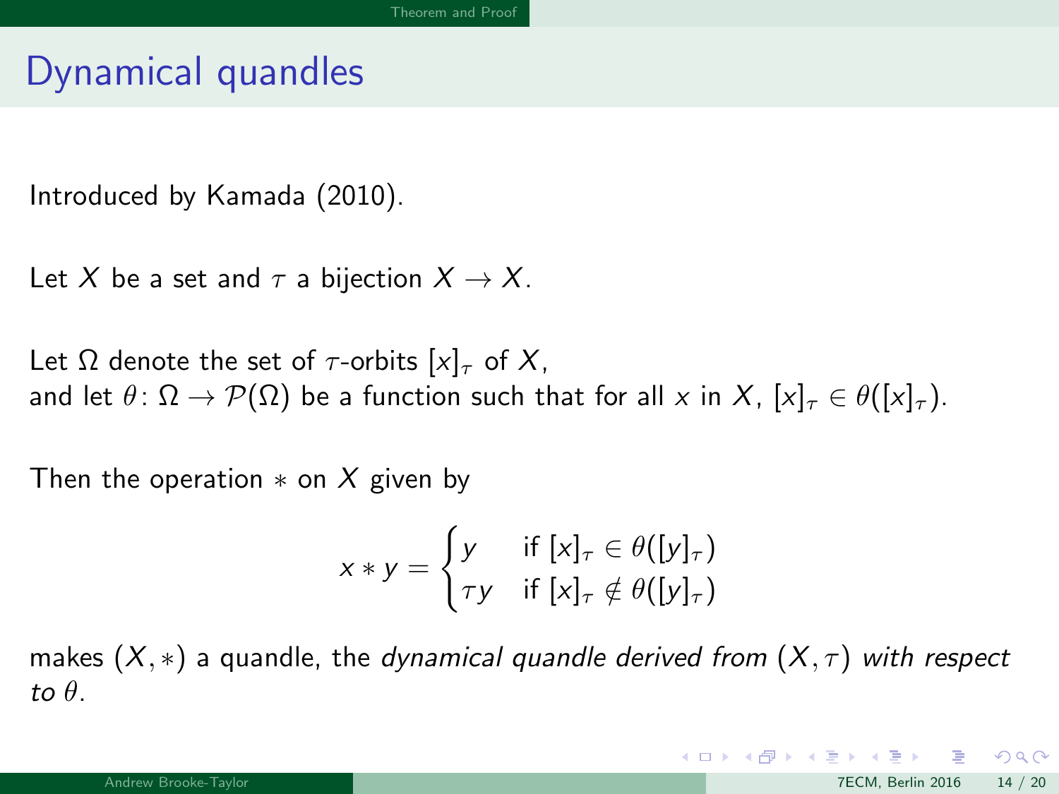# Dynamical quandles

Introduced by Kamada (2010).

Let $X$ be a set and $\tau$ a bijection $X \to X$.

Let $\Omega$ denote the set of $\tau$-orbits $[x]_\tau$ of $X$,
and let $\theta \colon \Omega \to \mathcal{P}(\Omega)$ be a function such that for all $x$ in $X$, $[x]_\tau \in \theta([x]_\tau)$.

Then the operation $*$ on $X$ given by

$$x * y = \begin{cases} y & \text{if } [x]_\tau \in \theta([y]_\tau) \\ \tau y & \text{if } [x]_\tau \notin \theta([y]_\tau) \end{cases}$$

makes $(X, *)$ a quandle, the *dynamical quandle derived from* $(X, \tau)$ *with respect to* $\theta$.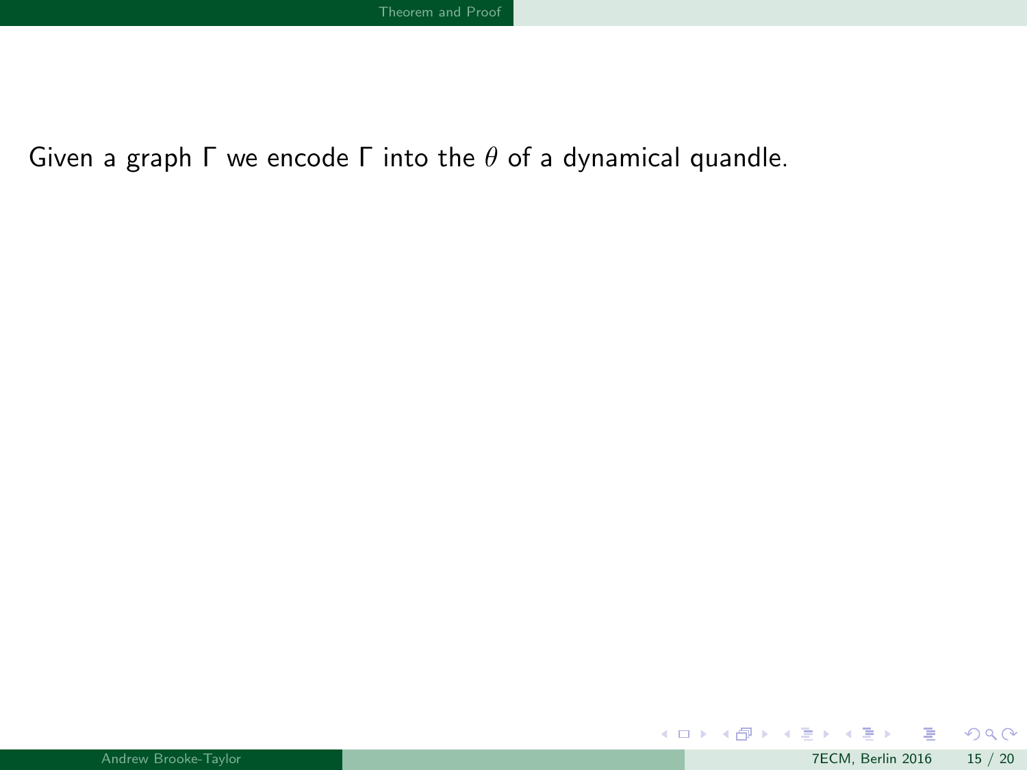Given a graph $\Gamma$ we encode $\Gamma$ into the $\theta$ of a dynamical quandle.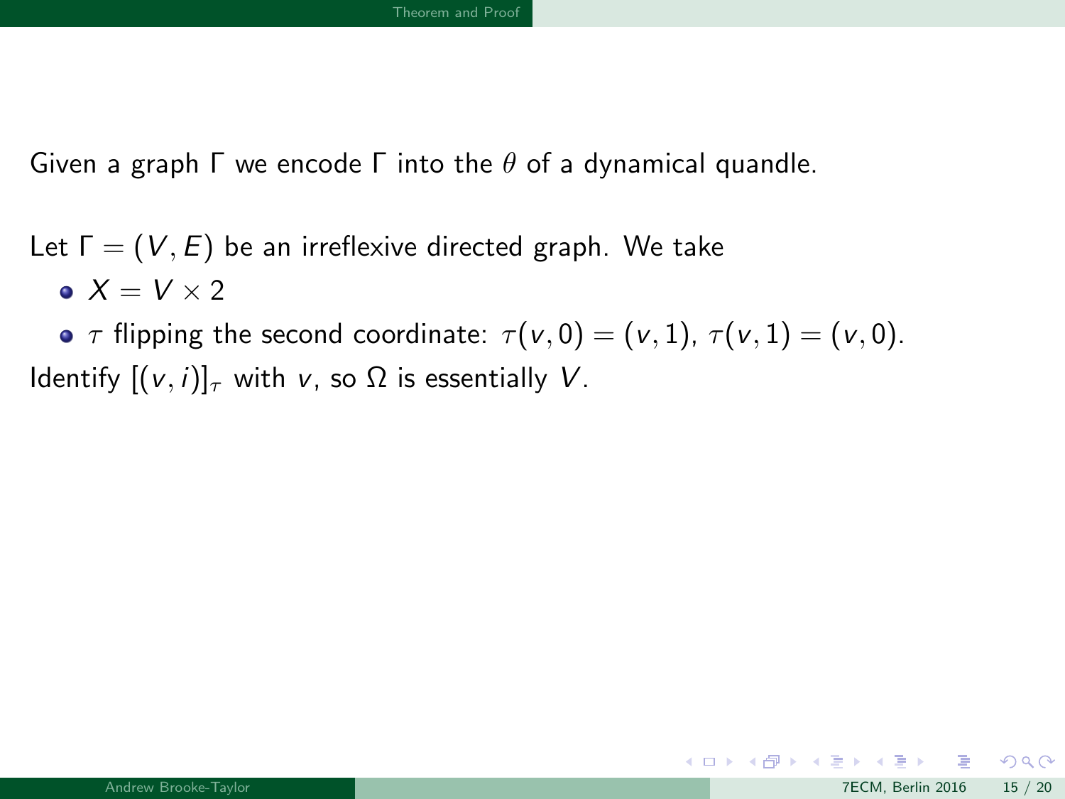Given a graph $\Gamma$ we encode $\Gamma$ into the $\theta$ of a dynamical quandle.

Let $\Gamma = (V, E)$ be an irreflexive directed graph. We take

- $X = V \times 2$
- $\tau$ flipping the second coordinate: $\tau(v, 0) = (v, 1)$, $\tau(v, 1) = (v, 0)$.

Identify $[(v, i)]_\tau$ with $v$, so $\Omega$ is essentially $V$.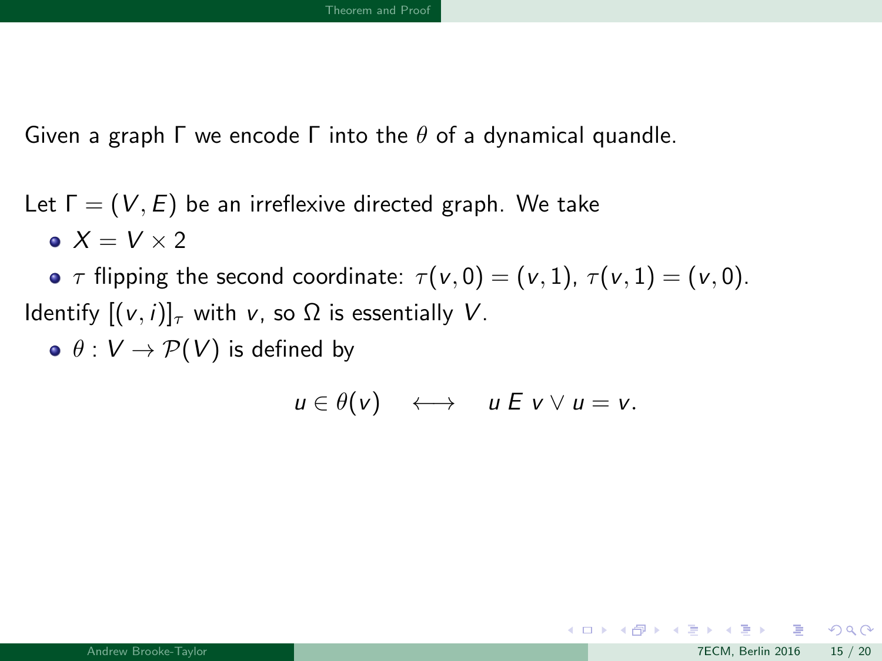Given a graph $\Gamma$ we encode $\Gamma$ into the $\theta$ of a dynamical quandle.

Let $\Gamma = (V, E)$ be an irreflexive directed graph. We take

- $X = V \times 2$
- $\tau$ flipping the second coordinate: $\tau(v, 0) = (v, 1)$, $\tau(v, 1) = (v, 0)$.

Identify $[(v, i)]_\tau$ with $v$, so $\Omega$ is essentially $V$.

- $\theta : V \to \mathcal{P}(V)$ is defined by

$$u \in \theta(v) \quad \longleftrightarrow \quad u \; E \; v \vee u = v.$$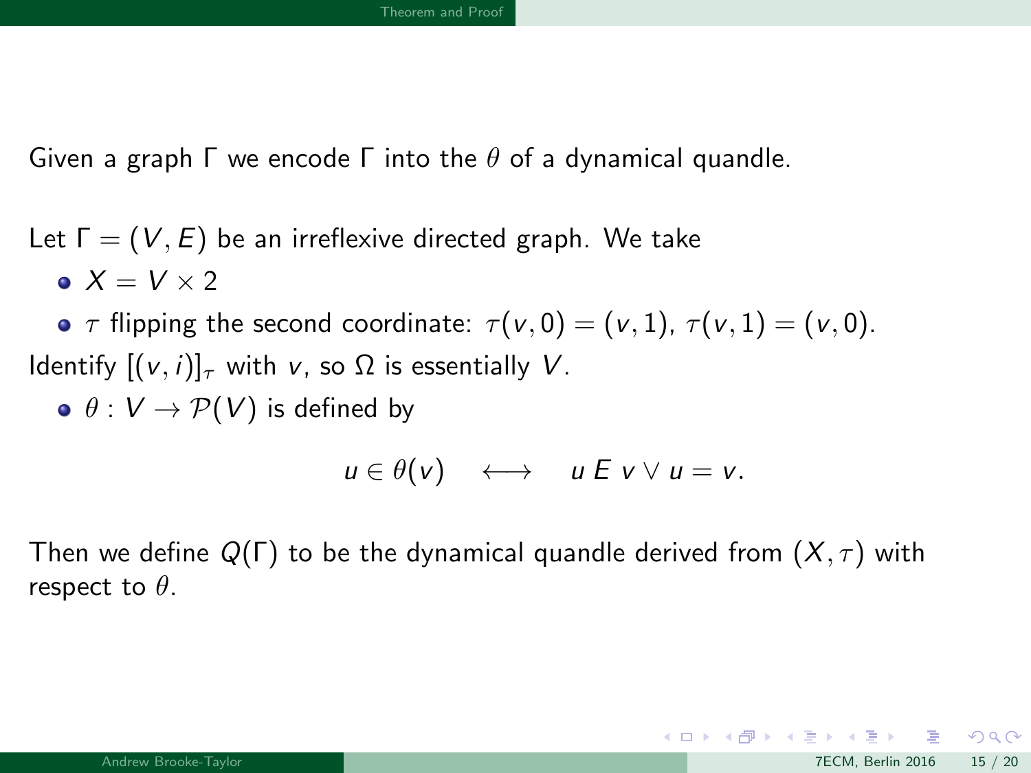Given a graph $\Gamma$ we encode $\Gamma$ into the $\theta$ of a dynamical quandle.

Let $\Gamma = (V, E)$ be an irreflexive directed graph. We take

- $X = V \times 2$
- $\tau$ flipping the second coordinate: $\tau(v, 0) = (v, 1)$, $\tau(v, 1) = (v, 0)$.

Identify $[(v, i)]_\tau$ with $v$, so $\Omega$ is essentially $V$.

- $\theta : V \to \mathcal{P}(V)$ is defined by

$$u \in \theta(v) \quad \longleftrightarrow \quad u \mathrel{E} v \vee u = v.$$

Then we define $Q(\Gamma)$ to be the dynamical quandle derived from $(X, \tau)$ with respect to $\theta$.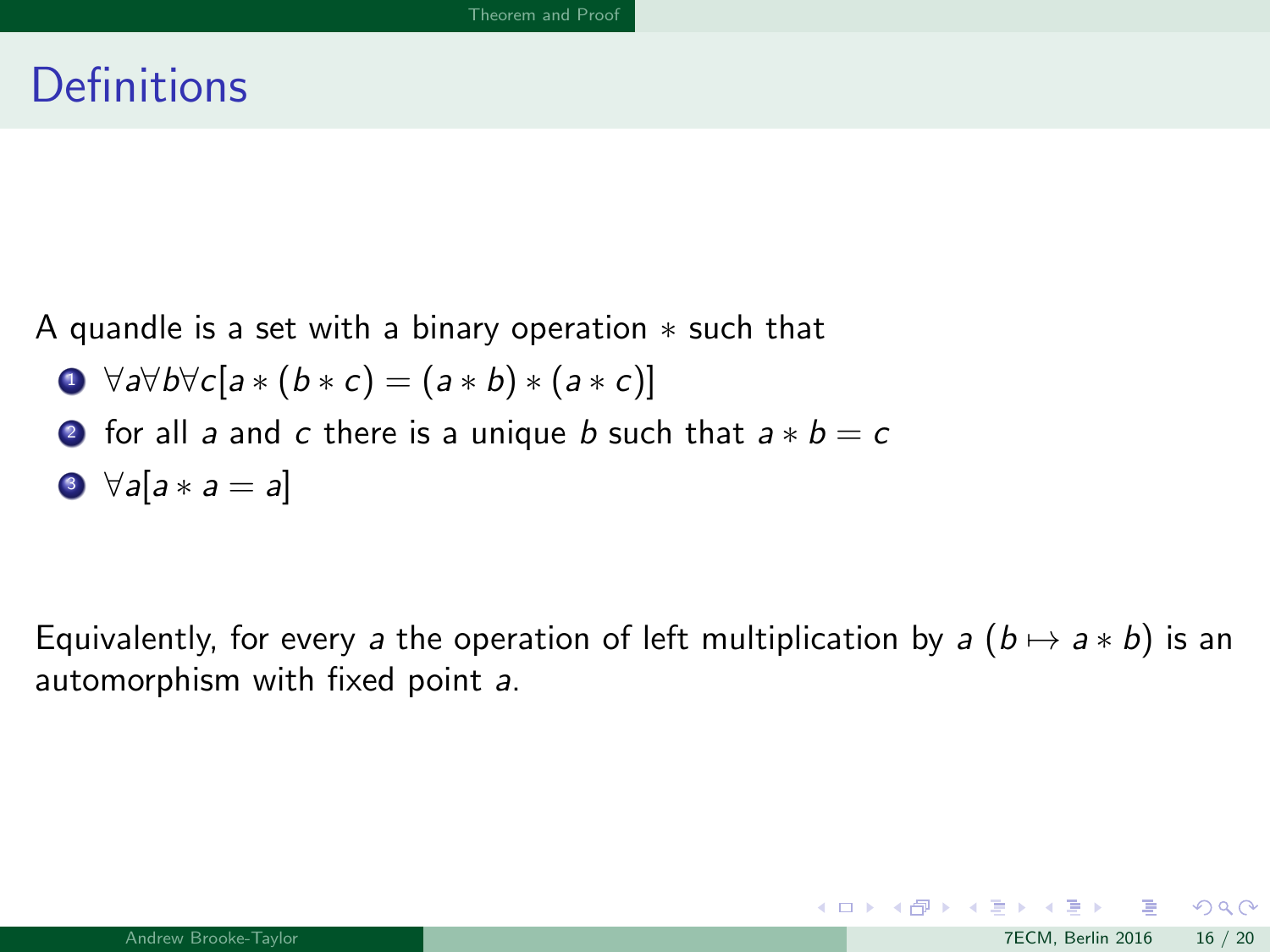# Definitions

A quandle is a set with a binary operation $*$ such that

1. $\forall a \forall b \forall c [a * (b * c) = (a * b) * (a * c)]$
2. for all $a$ and $c$ there is a unique $b$ such that $a * b = c$
3. $\forall a [a * a = a]$

Equivalently, for every $a$ the operation of left multiplication by $a$ ($b \mapsto a * b$) is an automorphism with fixed point $a$.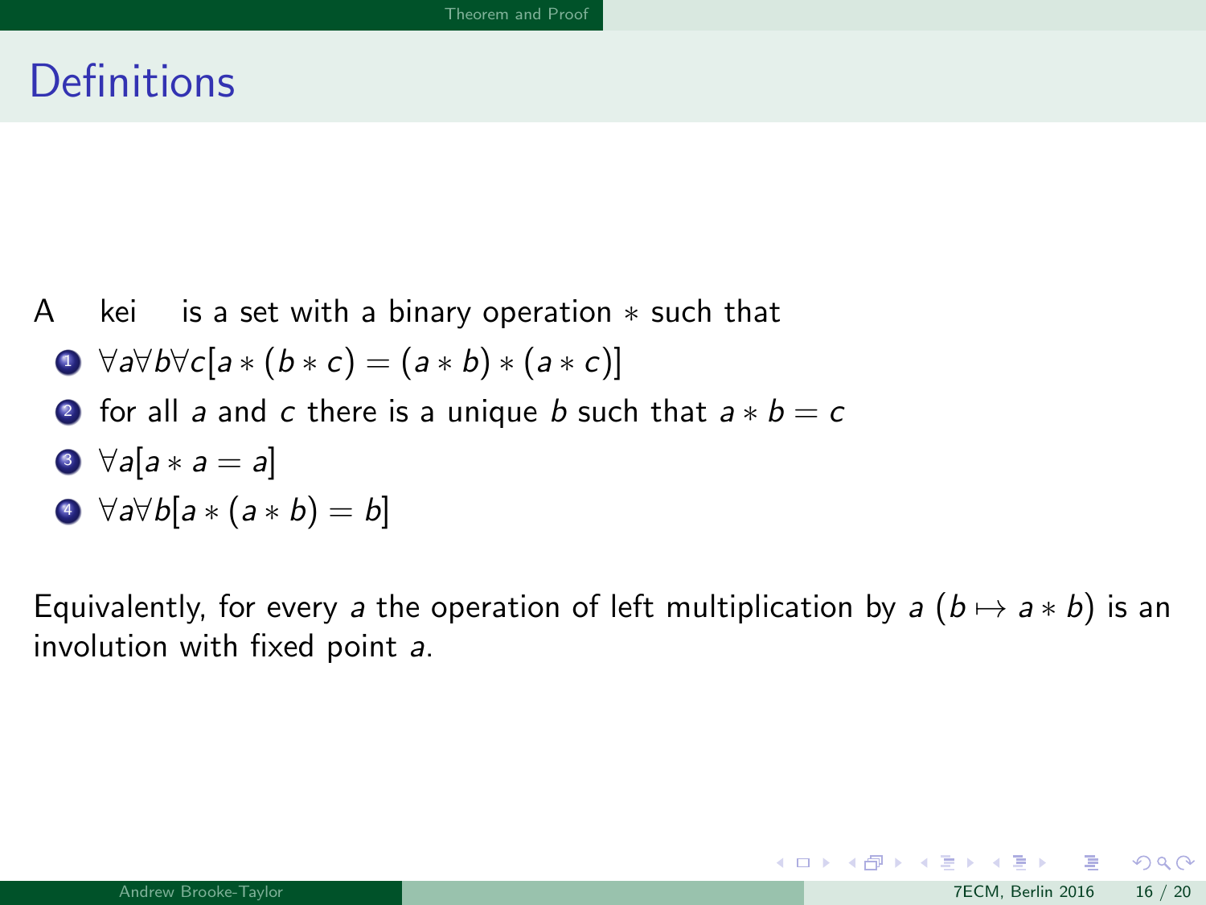# Definitions

A kei is a set with a binary operation $*$ such that

1. $\forall a \forall b \forall c [a * (b * c) = (a * b) * (a * c)]$
2. for all $a$ and $c$ there is a unique $b$ such that $a * b = c$
3. $\forall a [a * a = a]$
4. $\forall a \forall b [a * (a * b) = b]$

Equivalently, for every $a$ the operation of left multiplication by $a$ ($b \mapsto a * b$) is an involution with fixed point $a$.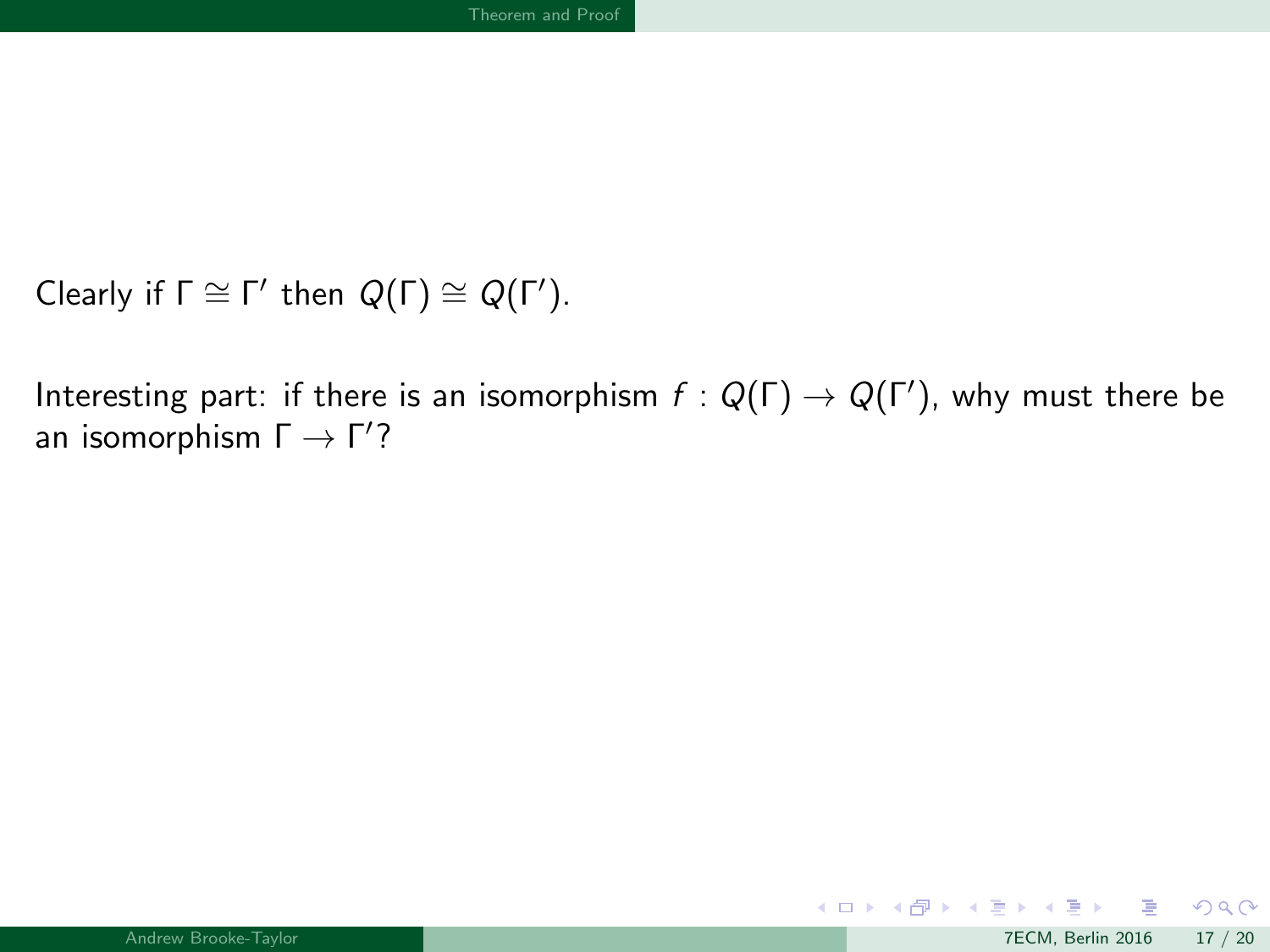Clearly if $\Gamma \cong \Gamma'$ then $Q(\Gamma) \cong Q(\Gamma')$.

Interesting part: if there is an isomorphism $f : Q(\Gamma) \to Q(\Gamma')$, why must there be an isomorphism $\Gamma \to \Gamma'$?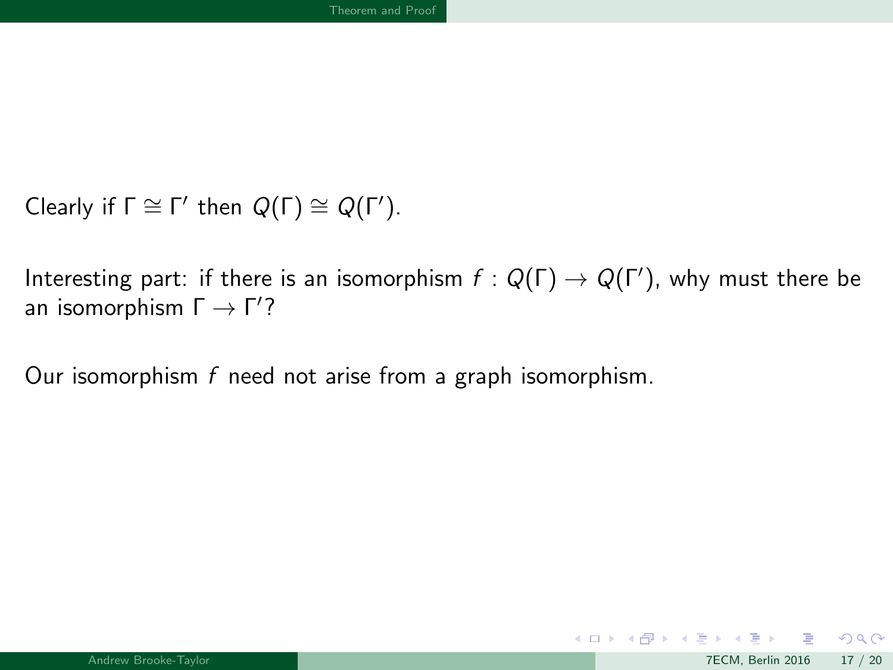Clearly if $\Gamma \cong \Gamma'$ then $Q(\Gamma) \cong Q(\Gamma')$.

Interesting part: if there is an isomorphism $f : Q(\Gamma) \to Q(\Gamma')$, why must there be an isomorphism $\Gamma \to \Gamma'$?

Our isomorphism $f$ need not arise from a graph isomorphism.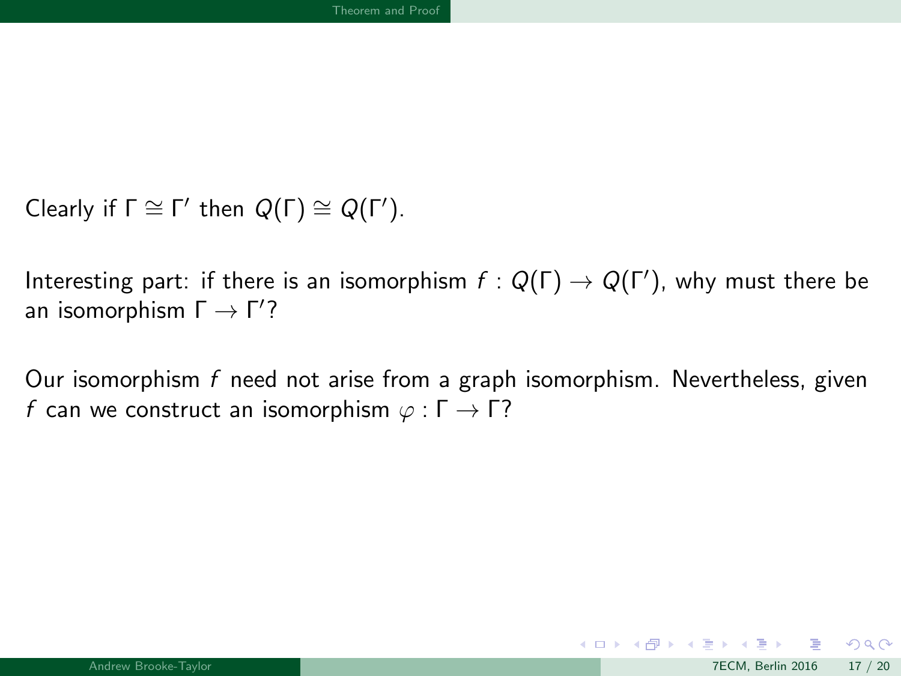Clearly if $\Gamma \cong \Gamma'$ then $Q(\Gamma) \cong Q(\Gamma')$.

Interesting part: if there is an isomorphism $f : Q(\Gamma) \to Q(\Gamma')$, why must there be an isomorphism $\Gamma \to \Gamma'$?

Our isomorphism $f$ need not arise from a graph isomorphism. Nevertheless, given $f$ can we construct an isomorphism $\varphi : \Gamma \to \Gamma$?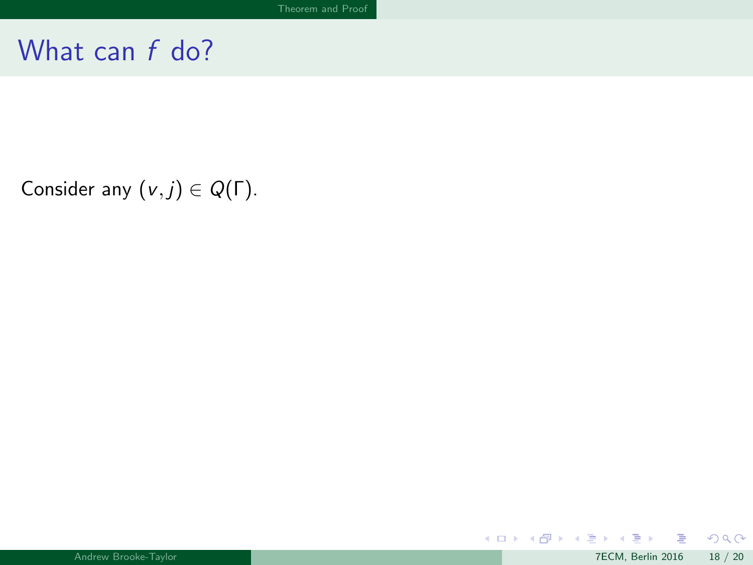# What can $f$ do?

Consider any $(v, j) \in Q(\Gamma)$.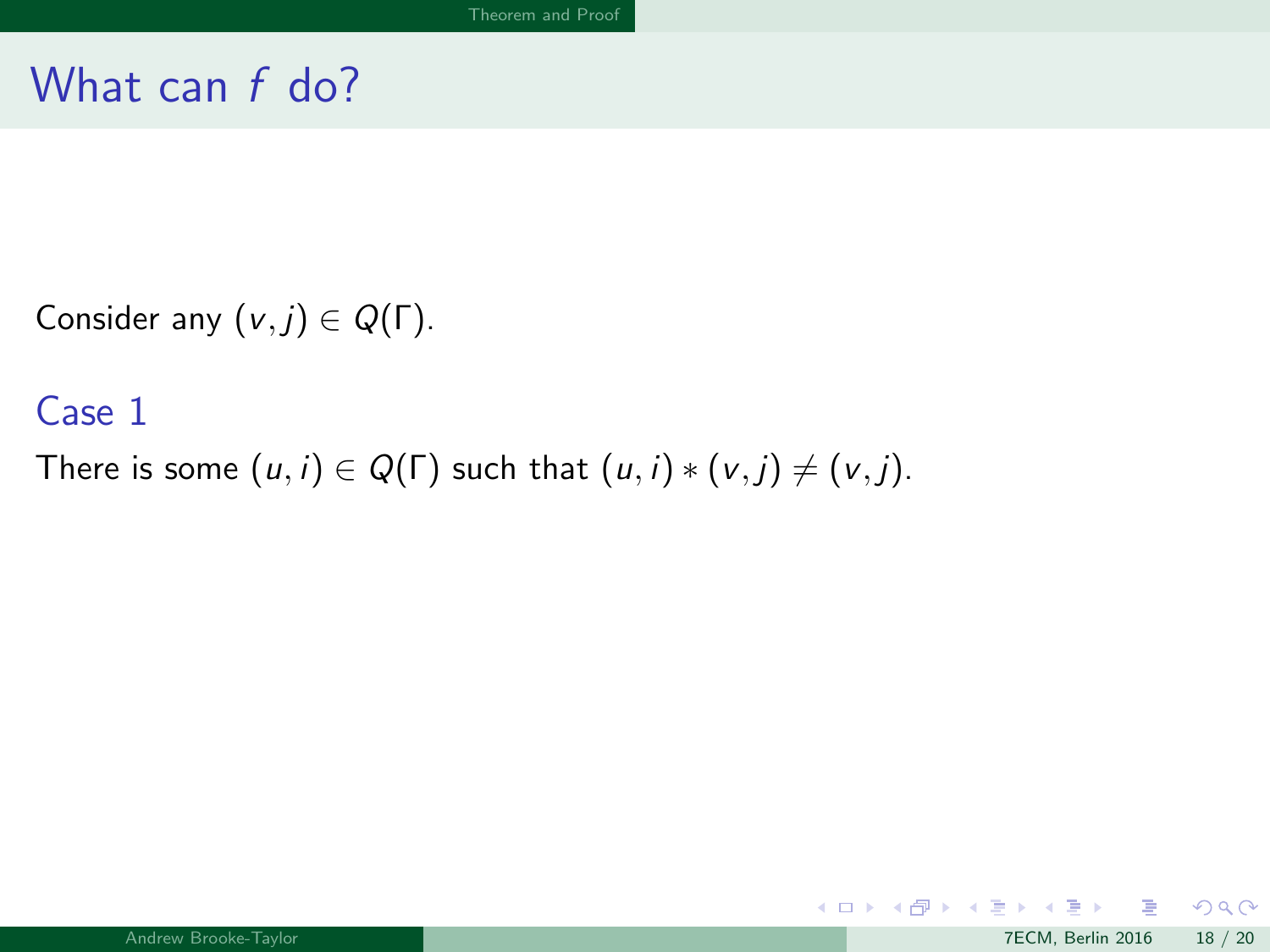# What can $f$ do?

Consider any $(v, j) \in Q(\Gamma)$.

### Case 1

There is some $(u, i) \in Q(\Gamma)$ such that $(u, i) * (v, j) \neq (v, j)$.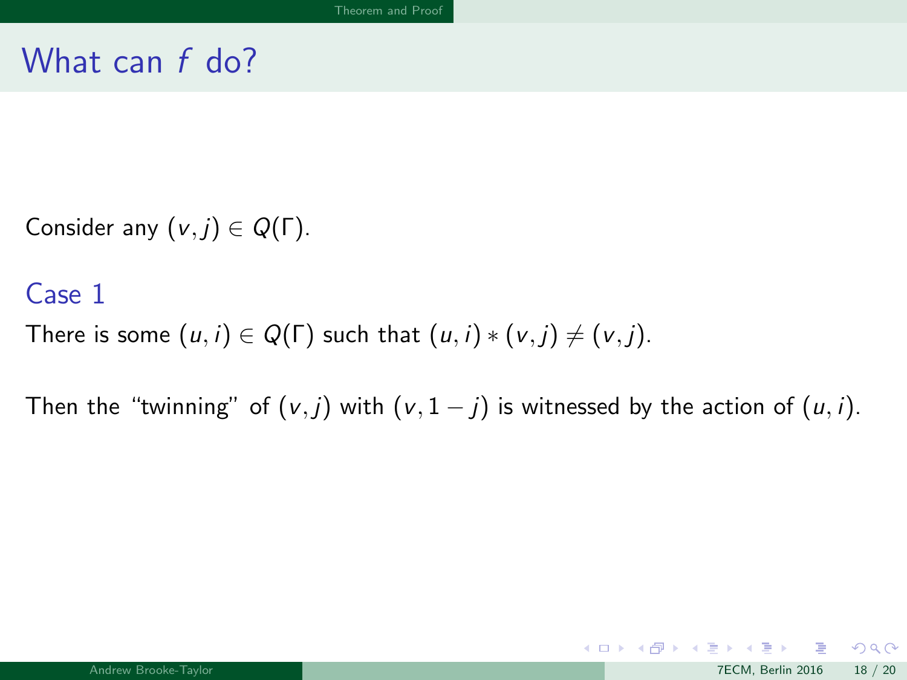# What can $f$ do?

Consider any $(v, j) \in Q(\Gamma)$.

### Case 1

There is some $(u, i) \in Q(\Gamma)$ such that $(u, i) * (v, j) \neq (v, j)$.

Then the "twinning" of $(v, j)$ with $(v, 1 - j)$ is witnessed by the action of $(u, i)$.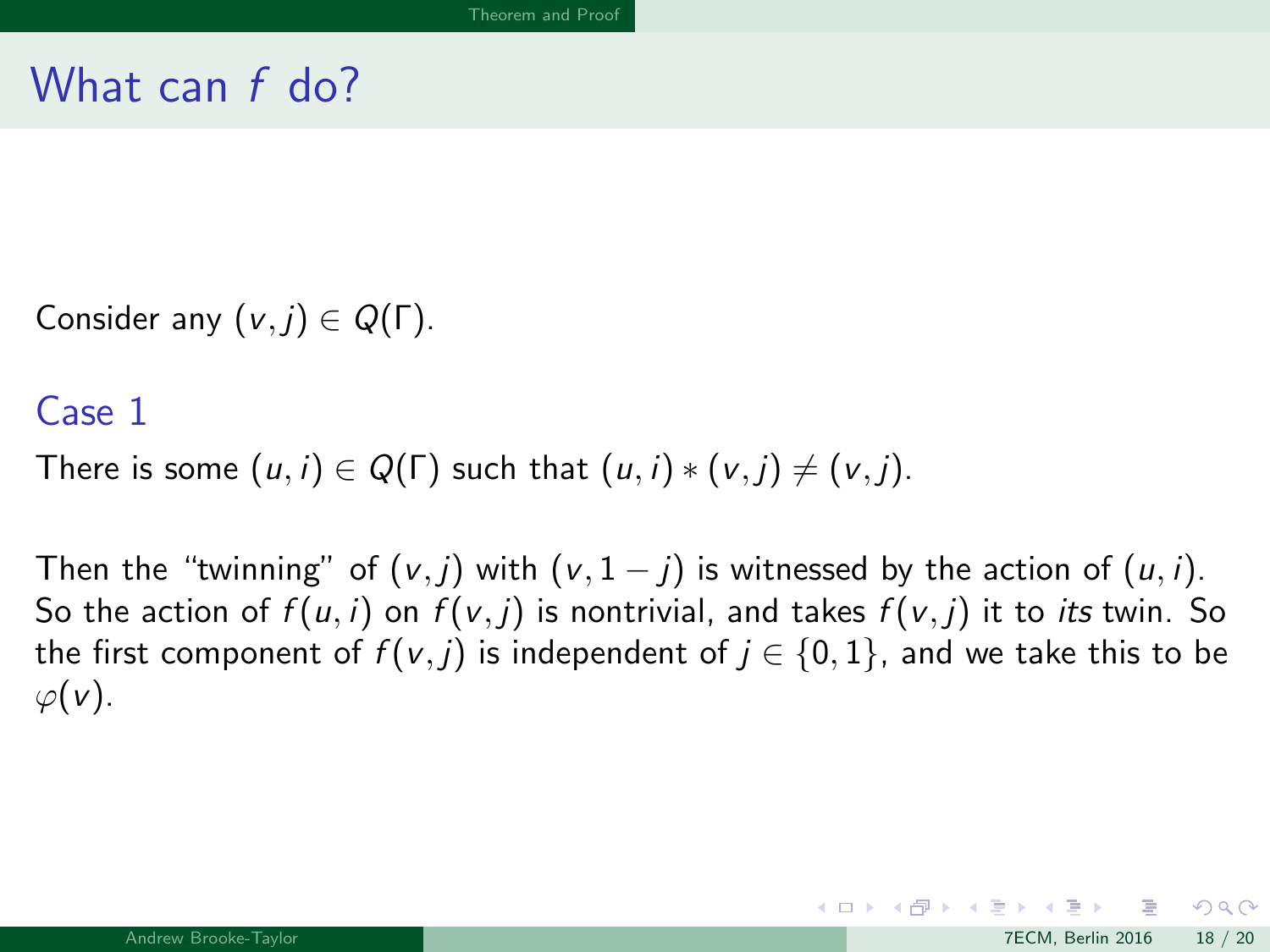# What can $f$ do?

Consider any $(v, j) \in Q(\Gamma)$.

### Case 1

There is some $(u, i) \in Q(\Gamma)$ such that $(u, i) * (v, j) \neq (v, j)$.

Then the "twinning" of $(v, j)$ with $(v, 1 - j)$ is witnessed by the action of $(u, i)$. So the action of $f(u, i)$ on $f(v, j)$ is nontrivial, and takes $f(v, j)$ it to *its* twin. So the first component of $f(v, j)$ is independent of $j \in \{0, 1\}$, and we take this to be $\varphi(v)$.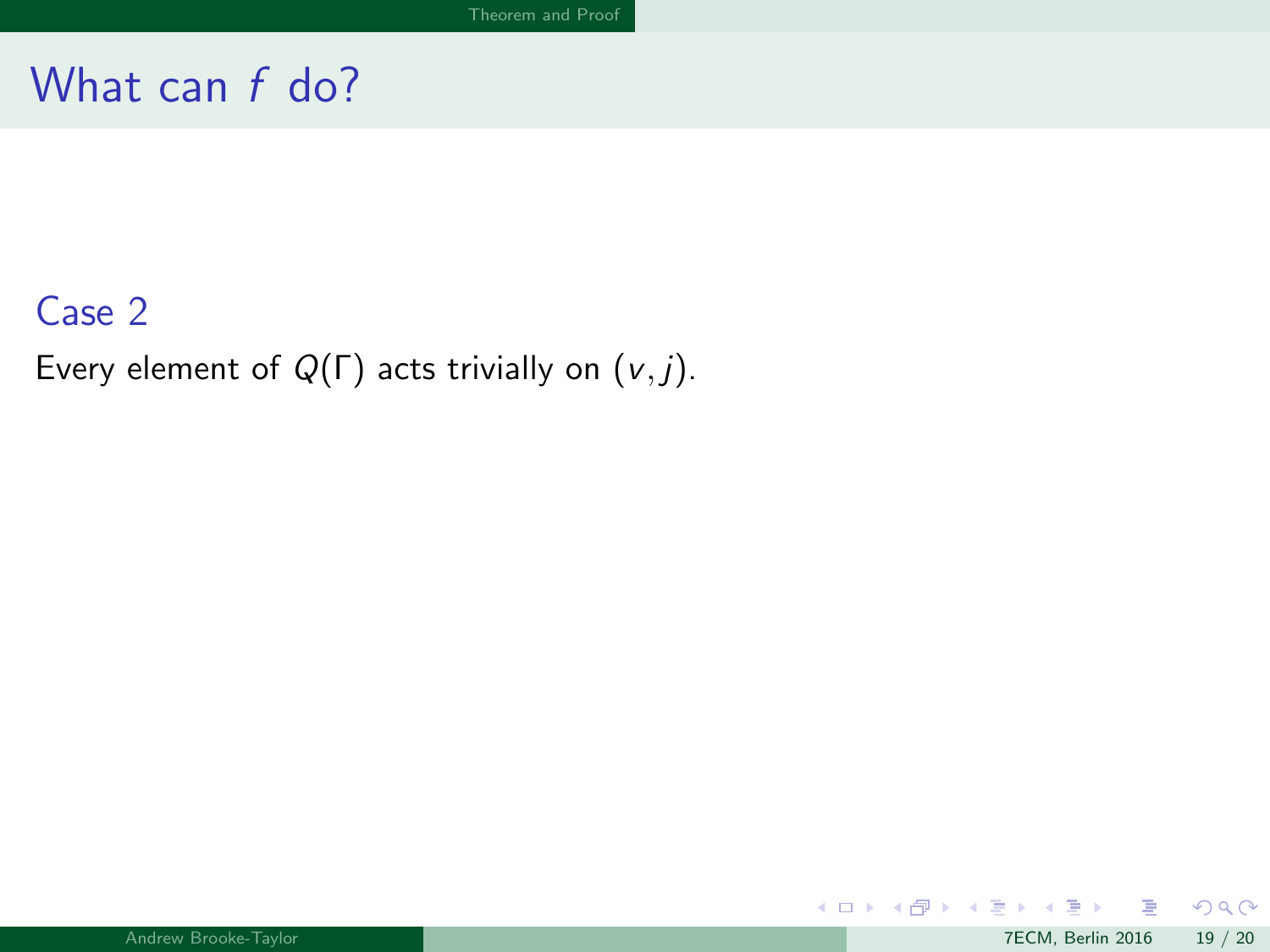# What can $f$ do?

### Case 2

Every element of $Q(\Gamma)$ acts trivially on $(v, j)$.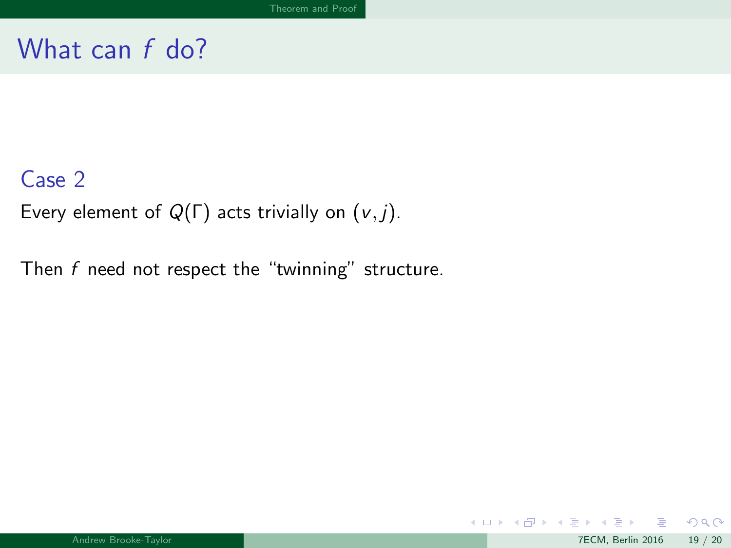# What can $f$ do?

### Case 2

Every element of $Q(\Gamma)$ acts trivially on $(v, j)$.

Then $f$ need not respect the "twinning" structure.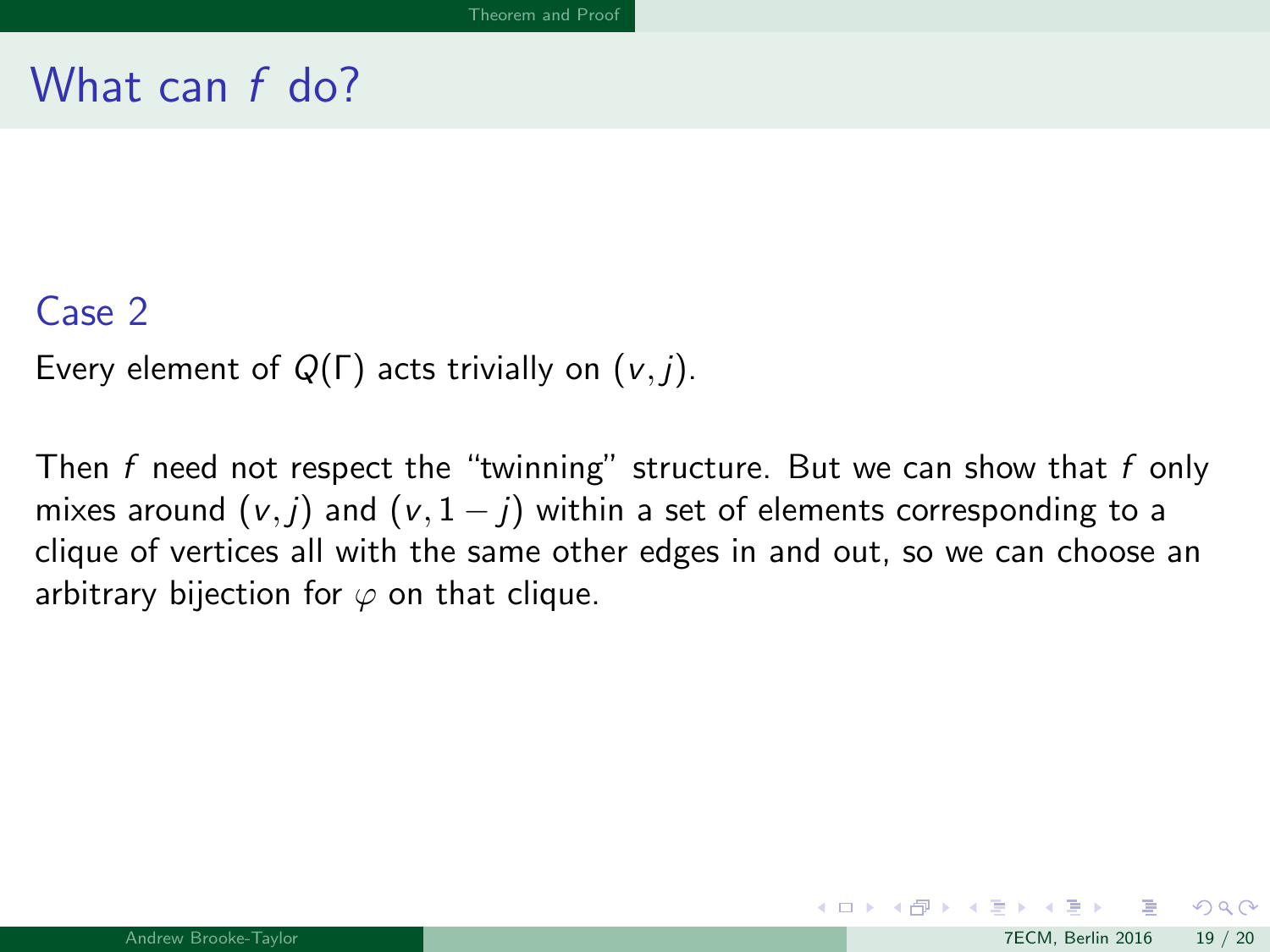# What can $f$ do?

### Case 2

Every element of $Q(\Gamma)$ acts trivially on $(v, j)$.

Then $f$ need not respect the "twinning" structure. But we can show that $f$ only mixes around $(v, j)$ and $(v, 1 - j)$ within a set of elements corresponding to a clique of vertices all with the same other edges in and out, so we can choose an arbitrary bijection for $\varphi$ on that clique.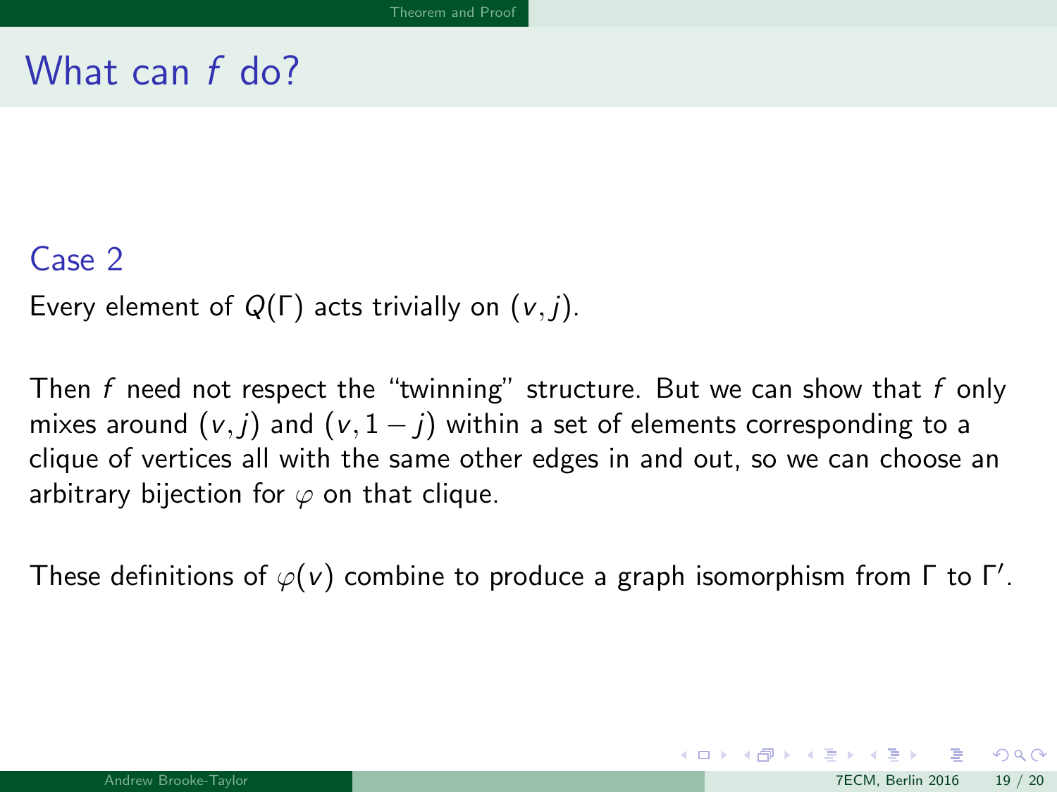# What can $f$ do?

## Case 2

Every element of $Q(\Gamma)$ acts trivially on $(v, j)$.

Then $f$ need not respect the "twinning" structure. But we can show that $f$ only mixes around $(v, j)$ and $(v, 1 - j)$ within a set of elements corresponding to a clique of vertices all with the same other edges in and out, so we can choose an arbitrary bijection for $\varphi$ on that clique.

These definitions of $\varphi(v)$ combine to produce a graph isomorphism from $\Gamma$ to $\Gamma'$.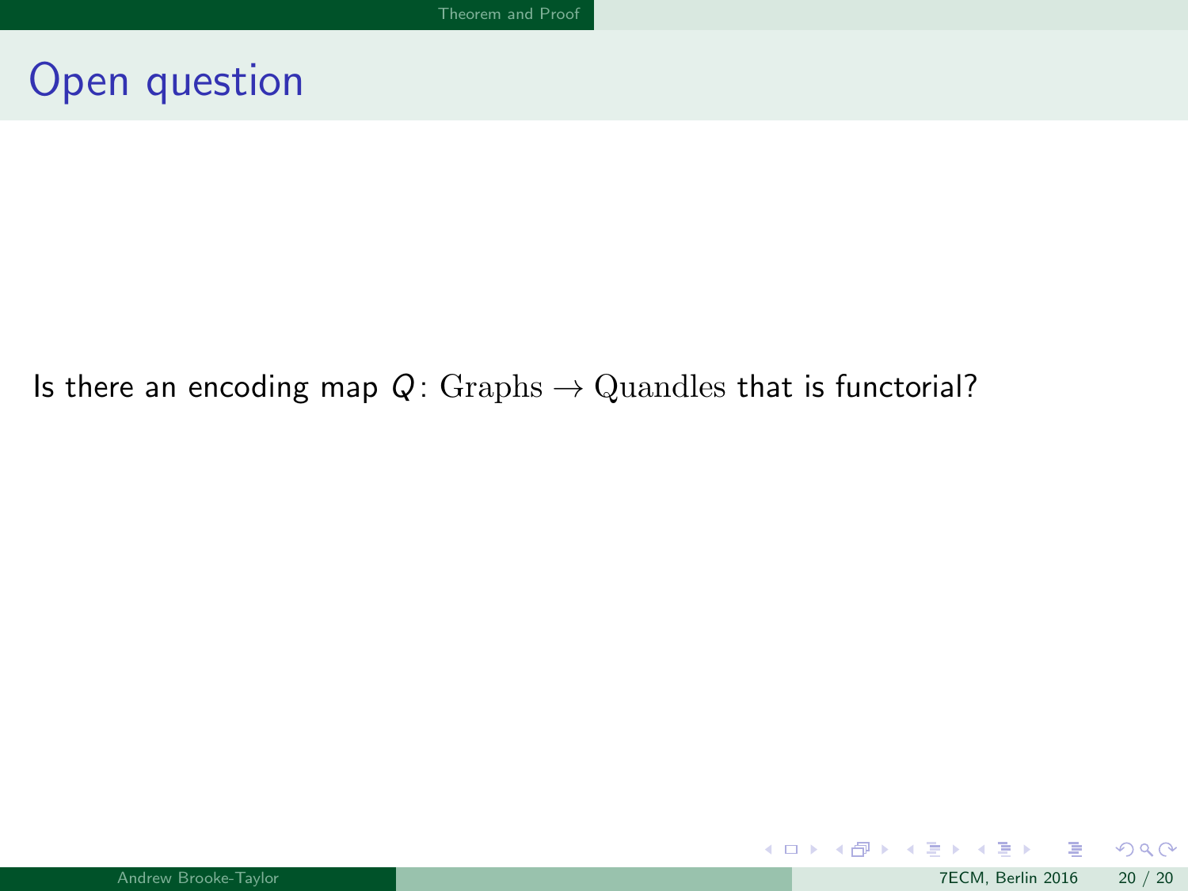# Open question

Is there an encoding map $Q\colon \mathrm{Graphs} \to \mathrm{Quandles}$ that is functorial?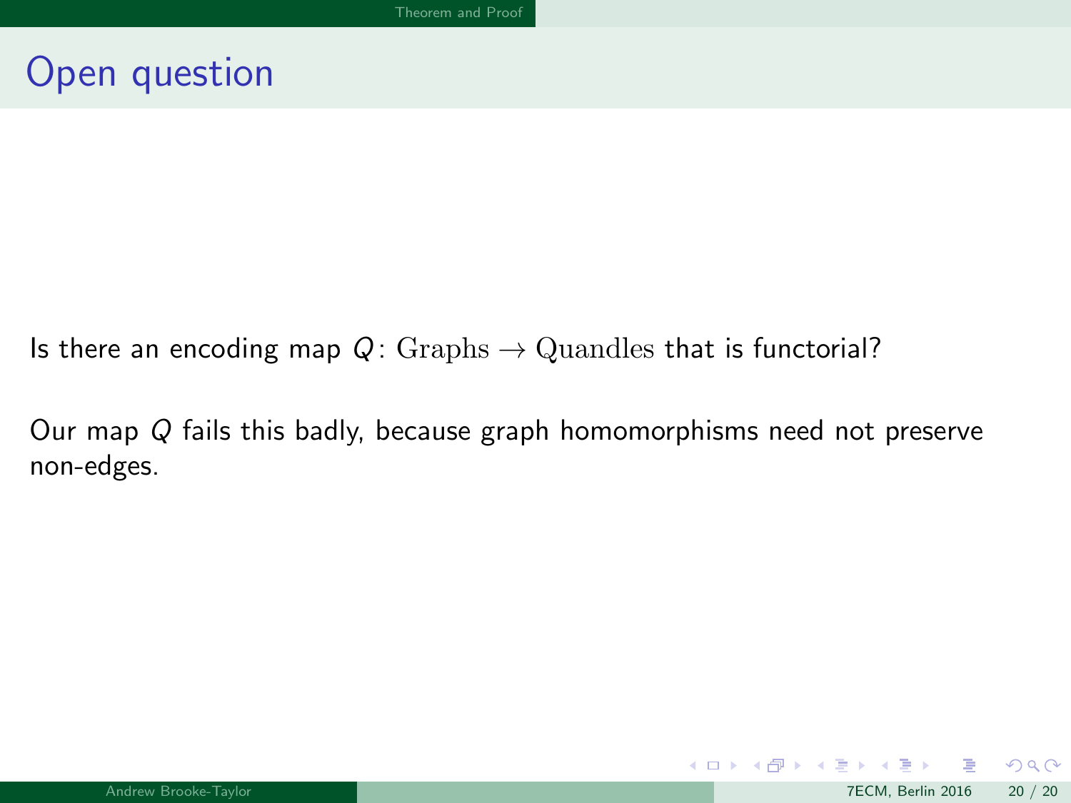# Open question

Is there an encoding map $Q\colon \mathrm{Graphs} \to \mathrm{Quandles}$ that is functorial?

Our map $Q$ fails this badly, because graph homomorphisms need not preserve non-edges.